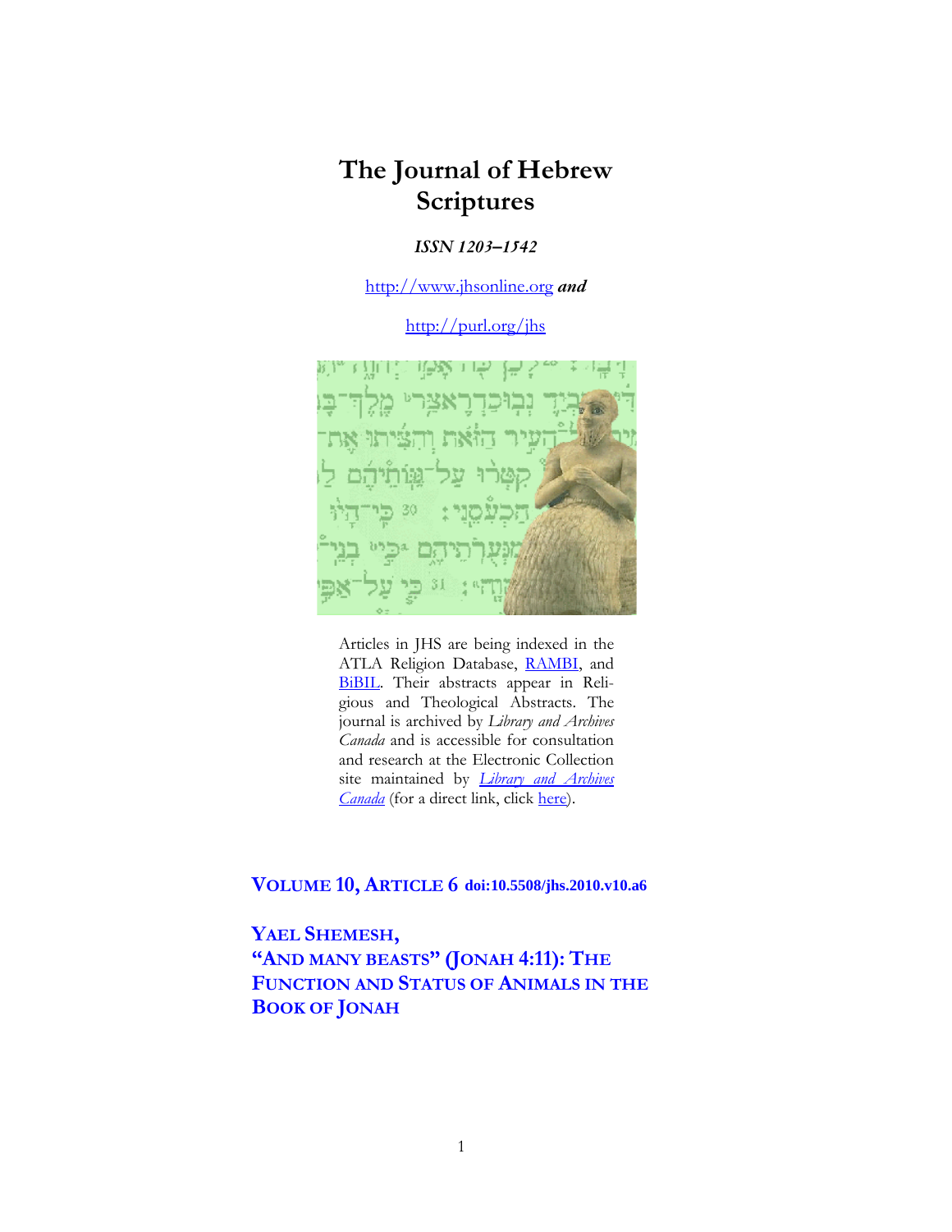# The Journal of Hebrew Scriptures

***ISSN 1203–1542***

http://www.jhsonline.org ***and***

http://purl.org/jhs

Articles in JHS are being indexed in the ATLA Religion Database, RAMBI, and BiBIL. Their abstracts appear in Religious and Theological Abstracts. The journal is archived by *Library and Archives Canada* and is accessible for consultation and research at the Electronic Collection site maintained by *Library and Archives Canada* (for a direct link, click here).

**VOLUME 10, ARTICLE 6** **doi:10.5508/jhs.2010.v10.a6**

## YAEL SHEMESH, "AND MANY BEASTS" (JONAH 4:11): THE FUNCTION AND STATUS OF ANIMALS IN THE BOOK OF JONAH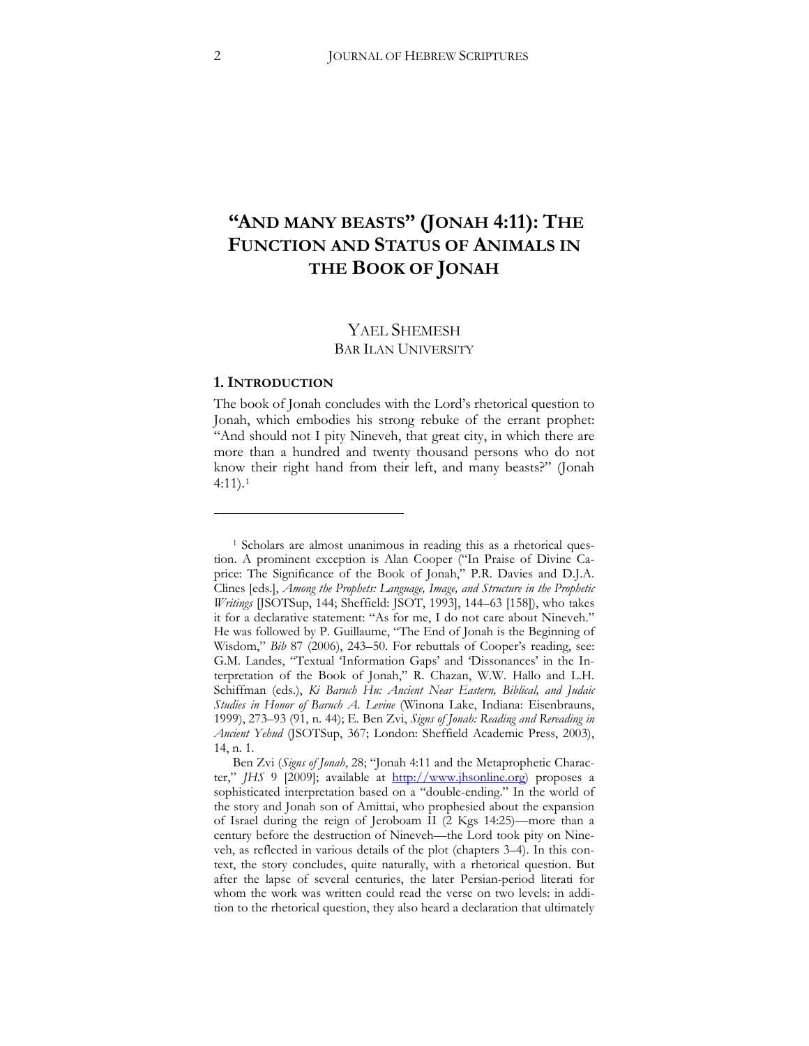# "AND MANY BEASTS" (JONAH 4:11): THE FUNCTION AND STATUS OF ANIMALS IN THE BOOK OF JONAH

YAEL SHEMESH
BAR ILAN UNIVERSITY

## 1. INTRODUCTION

The book of Jonah concludes with the Lord's rhetorical question to Jonah, which embodies his strong rebuke of the errant prophet: "And should not I pity Nineveh, that great city, in which there are more than a hundred and twenty thousand persons who do not know their right hand from their left, and many beasts?" (Jonah 4:11).[1]

---

[1] Scholars are almost unanimous in reading this as a rhetorical question. A prominent exception is Alan Cooper ("In Praise of Divine Caprice: The Significance of the Book of Jonah," P.R. Davies and D.J.A. Clines [eds.], *Among the Prophets: Language, Image, and Structure in the Prophetic Writings* [JSOTSup, 144; Sheffield: JSOT, 1993], 144–63 [158]), who takes it for a declarative statement: "As for me, I do not care about Nineveh." He was followed by P. Guillaume, "The End of Jonah is the Beginning of Wisdom," *Bib* 87 (2006), 243–50. For rebuttals of Cooper's reading, see: G.M. Landes, "Textual 'Information Gaps' and 'Dissonances' in the Interpretation of the Book of Jonah," R. Chazan, W.W. Hallo and L.H. Schiffman (eds.), *Ki Baruch Hu: Ancient Near Eastern, Biblical, and Judaic Studies in Honor of Baruch A. Levine* (Winona Lake, Indiana: Eisenbrauns, 1999), 273–93 (91, n. 44); E. Ben Zvi, *Signs of Jonah: Reading and Rereading in Ancient Yehud* (JSOTSup, 367; London: Sheffield Academic Press, 2003), 14, n. 1.

Ben Zvi (*Signs of Jonah*, 28; "Jonah 4:11 and the Metaprophetic Character," *JHS* 9 [2009]; available at http://www.jhsonline.org) proposes a sophisticated interpretation based on a "double-ending." In the world of the story and Jonah son of Amittai, who prophesied about the expansion of Israel during the reign of Jeroboam II (2 Kgs 14:25)—more than a century before the destruction of Nineveh—the Lord took pity on Nineveh, as reflected in various details of the plot (chapters 3–4). In this context, the story concludes, quite naturally, with a rhetorical question. But after the lapse of several centuries, the later Persian-period literati for whom the work was written could read the verse on two levels: in addition to the rhetorical question, they also heard a declaration that ultimately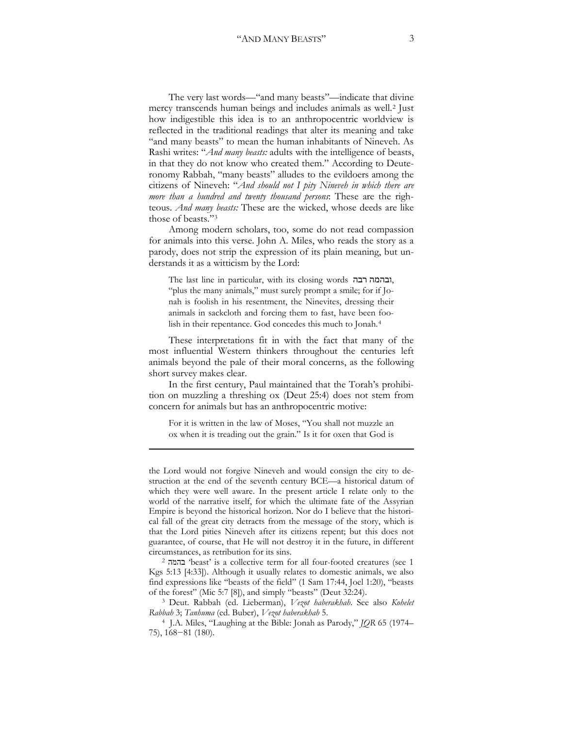The very last words—"and many beasts"—indicate that divine mercy transcends human beings and includes animals as well.[2] Just how indigestible this idea is to an anthropocentric worldview is reflected in the traditional readings that alter its meaning and take "and many beasts" to mean the human inhabitants of Nineveh. As Rashi writes: "*And many beasts:* adults with the intelligence of beasts, in that they do not know who created them." According to Deuteronomy Rabbah, "many beasts" alludes to the evildoers among the citizens of Nineveh: "*And should not I pity Nineveh in which there are more than a hundred and twenty thousand persons*: These are the righteous. *And many beasts:* These are the wicked, whose deeds are like those of beasts."[3]

Among modern scholars, too, some do not read compassion for animals into this verse. John A. Miles, who reads the story as a parody, does not strip the expression of its plain meaning, but understands it as a witticism by the Lord:

> The last line in particular, with its closing words ובהמה רבה, "plus the many animals," must surely prompt a smile; for if Jonah is foolish in his resentment, the Ninevites, dressing their animals in sackcloth and forcing them to fast, have been foolish in their repentance. God concedes this much to Jonah.[4]

These interpretations fit in with the fact that many of the most influential Western thinkers throughout the centuries left animals beyond the pale of their moral concerns, as the following short survey makes clear.

In the first century, Paul maintained that the Torah's prohibition on muzzling a threshing ox (Deut 25:4) does not stem from concern for animals but has an anthropocentric motive:

> For it is written in the law of Moses, "You shall not muzzle an ox when it is treading out the grain." Is it for oxen that God is

---

the Lord would not forgive Nineveh and would consign the city to destruction at the end of the seventh century BCE—a historical datum of which they were well aware. In the present article I relate only to the world of the narrative itself, for which the ultimate fate of the Assyrian Empire is beyond the historical horizon. Nor do I believe that the historical fall of the great city detracts from the message of the story, which is that the Lord pities Nineveh after its citizens repent; but this does not guarantee, of course, that He will not destroy it in the future, in different circumstances, as retribution for its sins.

[2] בהמה 'beast' is a collective term for all four-footed creatures (see 1 Kgs 5:13 [4:33]). Although it usually relates to domestic animals, we also find expressions like "beasts of the field" (1 Sam 17:44, Joel 1:20), "beasts of the forest" (Mic 5:7 [8]), and simply "beasts" (Deut 32:24).

[3] Deut. Rabbah (ed. Lieberman), *Vezot haberakhah*. See also *Kohelet Rabbah* 3; *Tanhuma* (ed. Buber), *Vezot haberakhah* 5.

[4] J.A. Miles, "Laughing at the Bible: Jonah as Parody," *JQR* 65 (1974–75), 168−81 (180).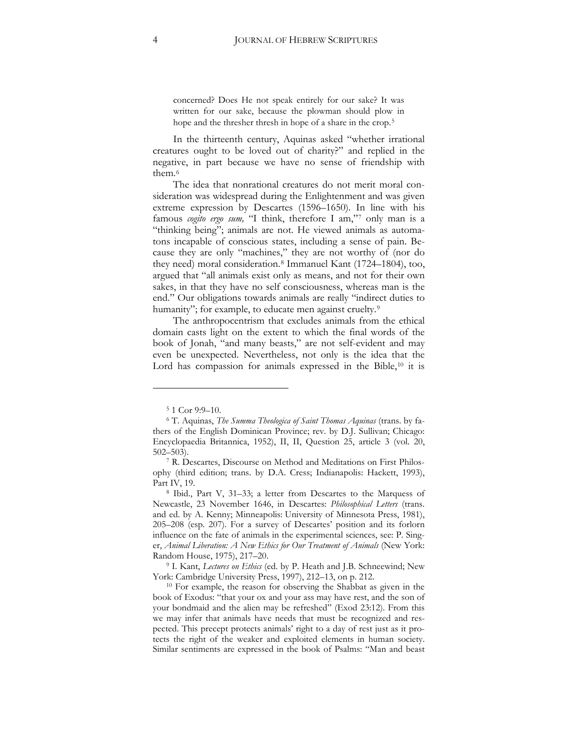> concerned? Does He not speak entirely for our sake? It was written for our sake, because the plowman should plow in hope and the thresher thresh in hope of a share in the crop.[5]

In the thirteenth century, Aquinas asked "whether irrational creatures ought to be loved out of charity?" and replied in the negative, in part because we have no sense of friendship with them.[6]

The idea that nonrational creatures do not merit moral consideration was widespread during the Enlightenment and was given extreme expression by Descartes (1596–1650). In line with his famous *cogito ergo sum,* "I think, therefore I am,"[7] only man is a "thinking being"; animals are not. He viewed animals as automatons incapable of conscious states, including a sense of pain. Because they are only "machines," they are not worthy of (nor do they need) moral consideration.[8] Immanuel Kant (1724–1804), too, argued that "all animals exist only as means, and not for their own sakes, in that they have no self consciousness, whereas man is the end." Our obligations towards animals are really "indirect duties to humanity"; for example, to educate men against cruelty.[9]

The anthropocentrism that excludes animals from the ethical domain casts light on the extent to which the final words of the book of Jonah, "and many beasts," are not self-evident and may even be unexpected. Nevertheless, not only is the idea that the Lord has compassion for animals expressed in the Bible,[10] it is

---

[5] 1 Cor 9:9–10.

[6] T. Aquinas, *The Summa Theologica of Saint Thomas Aquinas* (trans. by fathers of the English Dominican Province; rev. by D.J. Sullivan; Chicago: Encyclopaedia Britannica, 1952), II, II, Question 25, article 3 (vol. 20, 502–503).

[7] R. Descartes, Discourse on Method and Meditations on First Philosophy (third edition; trans. by D.A. Cress; Indianapolis: Hackett, 1993), Part IV, 19.

[8] Ibid., Part V, 31–33; a letter from Descartes to the Marquess of Newcastle, 23 November 1646, in Descartes: *Philosophical Letters* (trans. and ed. by A. Kenny; Minneapolis: University of Minnesota Press, 1981), 205–208 (esp. 207). For a survey of Descartes' position and its forlorn influence on the fate of animals in the experimental sciences, see: P. Singer, *Animal Liberation: A New Ethics for Our Treatment of Animals* (New York: Random House, 1975), 217–20.

[9] I. Kant, *Lectures on Ethics* (ed. by P. Heath and J.B. Schneewind; New York: Cambridge University Press, 1997), 212–13, on p. 212.

[10] For example, the reason for observing the Shabbat as given in the book of Exodus: "that your ox and your ass may have rest, and the son of your bondmaid and the alien may be refreshed" (Exod 23:12). From this we may infer that animals have needs that must be recognized and respected. This precept protects animals' right to a day of rest just as it protects the right of the weaker and exploited elements in human society. Similar sentiments are expressed in the book of Psalms: "Man and beast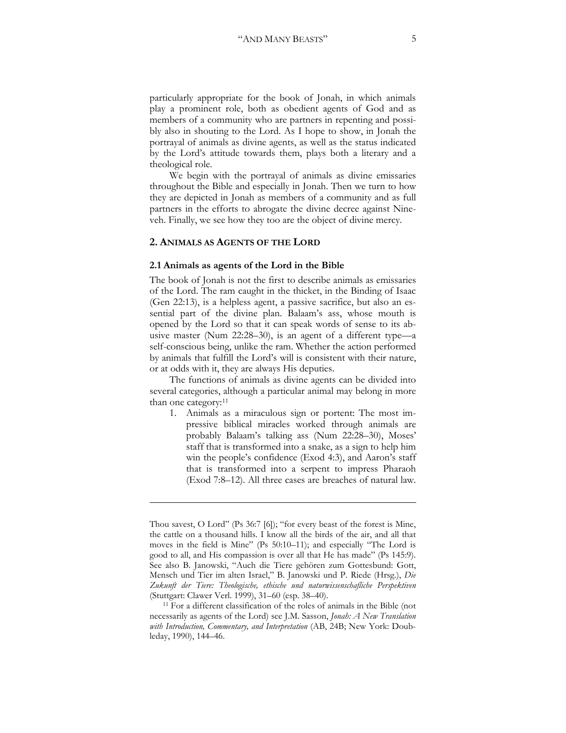particularly appropriate for the book of Jonah, in which animals play a prominent role, both as obedient agents of God and as members of a community who are partners in repenting and possibly also in shouting to the Lord. As I hope to show, in Jonah the portrayal of animals as divine agents, as well as the status indicated by the Lord's attitude towards them, plays both a literary and a theological role.

We begin with the portrayal of animals as divine emissaries throughout the Bible and especially in Jonah. Then we turn to how they are depicted in Jonah as members of a community and as full partners in the efforts to abrogate the divine decree against Nineveh. Finally, we see how they too are the object of divine mercy.

## 2. Animals as Agents of the Lord

### 2.1 Animals as agents of the Lord in the Bible

The book of Jonah is not the first to describe animals as emissaries of the Lord. The ram caught in the thicket, in the Binding of Isaac (Gen 22:13), is a helpless agent, a passive sacrifice, but also an essential part of the divine plan. Balaam's ass, whose mouth is opened by the Lord so that it can speak words of sense to its abusive master (Num 22:28–30), is an agent of a different type—a self-conscious being, unlike the ram. Whether the action performed by animals that fulfill the Lord's will is consistent with their nature, or at odds with it, they are always His deputies.

The functions of animals as divine agents can be divided into several categories, although a particular animal may belong in more than one category:[11]

1. Animals as a miraculous sign or portent: The most impressive biblical miracles worked through animals are probably Balaam's talking ass (Num 22:28–30), Moses' staff that is transformed into a snake, as a sign to help him win the people's confidence (Exod 4:3), and Aaron's staff that is transformed into a serpent to impress Pharaoh (Exod 7:8–12). All three cases are breaches of natural law.

---

Thou savest, O Lord" (Ps 36:7 [6]); "for every beast of the forest is Mine, the cattle on a thousand hills. I know all the birds of the air, and all that moves in the field is Mine" (Ps 50:10–11); and especially "The Lord is good to all, and His compassion is over all that He has made" (Ps 145:9). See also B. Janowski, "Auch die Tiere gehören zum Gottesbund: Gott, Mensch und Tier im alten Israel," B. Janowski und P. Riede (Hrsg.), *Die Zukunft der Tiere: Theologische, ethische und naturwissenschafliche Perspektiven* (Stuttgart: Clawer Verl. 1999), 31–60 (esp. 38–40).

[11] For a different classification of the roles of animals in the Bible (not necessarily as agents of the Lord) see J.M. Sasson, *Jonah: A New Translation with Introduction, Commentary, and Interpretation* (AB, 24B; New York: Doubleday, 1990), 144–46.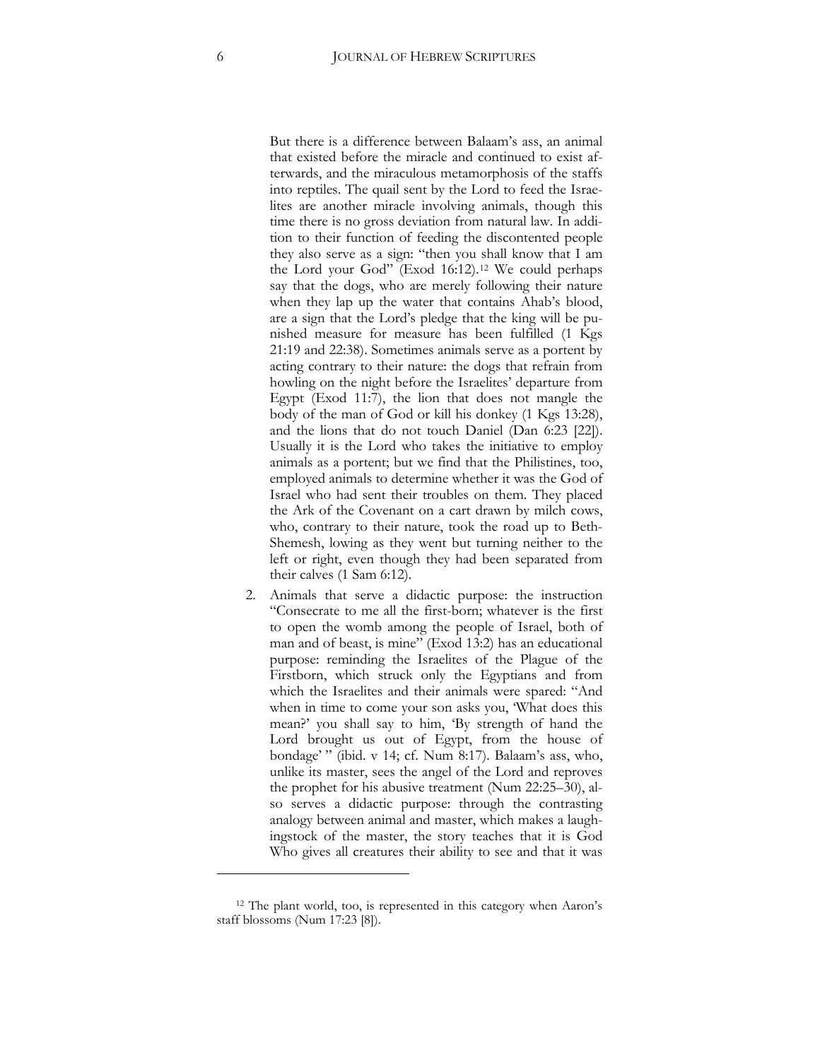But there is a difference between Balaam's ass, an animal that existed before the miracle and continued to exist afterwards, and the miraculous metamorphosis of the staffs into reptiles. The quail sent by the Lord to feed the Israelites are another miracle involving animals, though this time there is no gross deviation from natural law. In addition to their function of feeding the discontented people they also serve as a sign: "then you shall know that I am the Lord your God" (Exod 16:12).[12] We could perhaps say that the dogs, who are merely following their nature when they lap up the water that contains Ahab's blood, are a sign that the Lord's pledge that the king will be punished measure for measure has been fulfilled (1 Kgs 21:19 and 22:38). Sometimes animals serve as a portent by acting contrary to their nature: the dogs that refrain from howling on the night before the Israelites' departure from Egypt (Exod 11:7), the lion that does not mangle the body of the man of God or kill his donkey (1 Kgs 13:28), and the lions that do not touch Daniel (Dan 6:23 [22]). Usually it is the Lord who takes the initiative to employ animals as a portent; but we find that the Philistines, too, employed animals to determine whether it was the God of Israel who had sent their troubles on them. They placed the Ark of the Covenant on a cart drawn by milch cows, who, contrary to their nature, took the road up to Beth-Shemesh, lowing as they went but turning neither to the left or right, even though they had been separated from their calves (1 Sam 6:12).

2. Animals that serve a didactic purpose: the instruction "Consecrate to me all the first-born; whatever is the first to open the womb among the people of Israel, both of man and of beast, is mine" (Exod 13:2) has an educational purpose: reminding the Israelites of the Plague of the Firstborn, which struck only the Egyptians and from which the Israelites and their animals were spared: "And when in time to come your son asks you, 'What does this mean?' you shall say to him, 'By strength of hand the Lord brought us out of Egypt, from the house of bondage' " (ibid. v 14; cf. Num 8:17). Balaam's ass, who, unlike its master, sees the angel of the Lord and reproves the prophet for his abusive treatment (Num 22:25–30), also serves a didactic purpose: through the contrasting analogy between animal and master, which makes a laughingstock of the master, the story teaches that it is God Who gives all creatures their ability to see and that it was

---

[12] The plant world, too, is represented in this category when Aaron's staff blossoms (Num 17:23 [8]).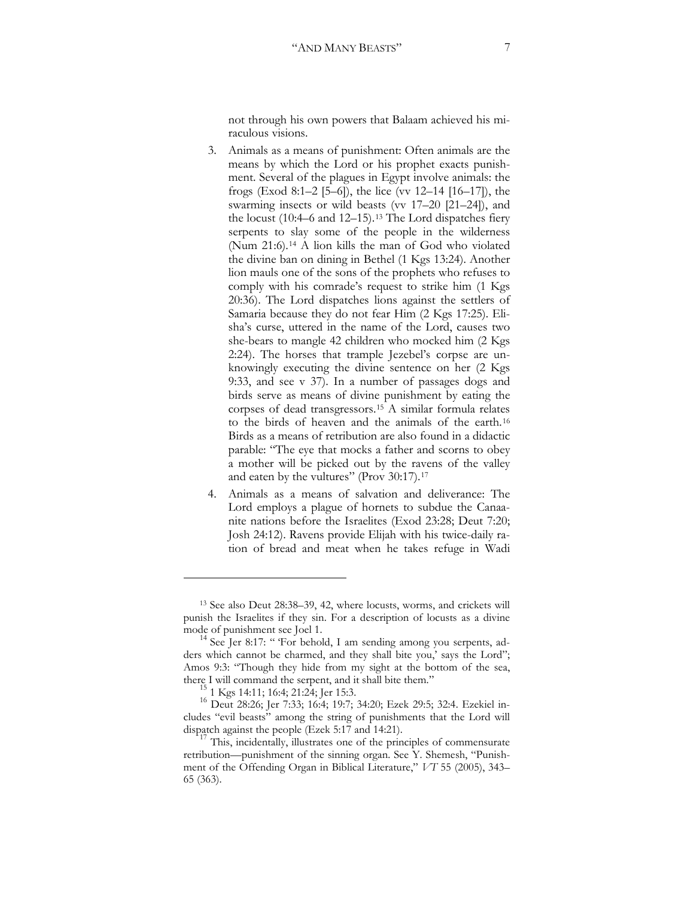not through his own powers that Balaam achieved his miraculous visions.

3. Animals as a means of punishment: Often animals are the means by which the Lord or his prophet exacts punishment. Several of the plagues in Egypt involve animals: the frogs (Exod 8:1–2 [5–6]), the lice (vv 12–14 [16–17]), the swarming insects or wild beasts (vv 17–20 [21–24]), and the locust (10:4–6 and 12–15).[13] The Lord dispatches fiery serpents to slay some of the people in the wilderness (Num 21:6).[14] A lion kills the man of God who violated the divine ban on dining in Bethel (1 Kgs 13:24). Another lion mauls one of the sons of the prophets who refuses to comply with his comrade's request to strike him (1 Kgs 20:36). The Lord dispatches lions against the settlers of Samaria because they do not fear Him (2 Kgs 17:25). Elisha's curse, uttered in the name of the Lord, causes two she-bears to mangle 42 children who mocked him (2 Kgs 2:24). The horses that trample Jezebel's corpse are unknowingly executing the divine sentence on her (2 Kgs 9:33, and see v 37). In a number of passages dogs and birds serve as means of divine punishment by eating the corpses of dead transgressors.[15] A similar formula relates to the birds of heaven and the animals of the earth.[16] Birds as a means of retribution are also found in a didactic parable: "The eye that mocks a father and scorns to obey a mother will be picked out by the ravens of the valley and eaten by the vultures" (Prov 30:17).[17]

4. Animals as a means of salvation and deliverance: The Lord employs a plague of hornets to subdue the Canaanite nations before the Israelites (Exod 23:28; Deut 7:20; Josh 24:12). Ravens provide Elijah with his twice-daily ration of bread and meat when he takes refuge in Wadi

---

[13] See also Deut 28:38–39, 42, where locusts, worms, and crickets will punish the Israelites if they sin. For a description of locusts as a divine mode of punishment see Joel 1.

[14] See Jer 8:17: " 'For behold, I am sending among you serpents, adders which cannot be charmed, and they shall bite you,' says the Lord"; Amos 9:3: "Though they hide from my sight at the bottom of the sea, there I will command the serpent, and it shall bite them."

[15] 1 Kgs 14:11; 16:4; 21:24; Jer 15:3.

[16] Deut 28:26; Jer 7:33; 16:4; 19:7; 34:20; Ezek 29:5; 32:4. Ezekiel includes "evil beasts" among the string of punishments that the Lord will dispatch against the people (Ezek 5:17 and 14:21).

[17] This, incidentally, illustrates one of the principles of commensurate retribution—punishment of the sinning organ. See Y. Shemesh, "Punishment of the Offending Organ in Biblical Literature," *VT* 55 (2005), 343–65 (363).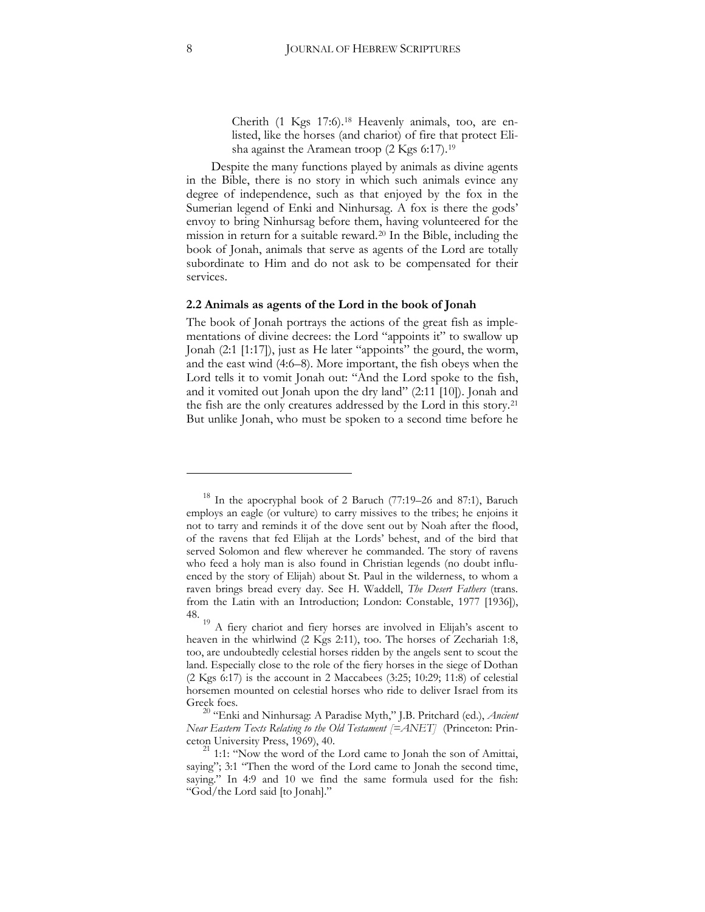> Cherith (1 Kgs 17:6).[18] Heavenly animals, too, are enlisted, like the horses (and chariot) of fire that protect Elisha against the Aramean troop (2 Kgs 6:17).[19]

Despite the many functions played by animals as divine agents in the Bible, there is no story in which such animals evince any degree of independence, such as that enjoyed by the fox in the Sumerian legend of Enki and Ninhursag. A fox is there the gods' envoy to bring Ninhursag before them, having volunteered for the mission in return for a suitable reward.[20] In the Bible, including the book of Jonah, animals that serve as agents of the Lord are totally subordinate to Him and do not ask to be compensated for their services.

### 2.2 Animals as agents of the Lord in the book of Jonah

The book of Jonah portrays the actions of the great fish as implementations of divine decrees: the Lord "appoints it" to swallow up Jonah (2:1 [1:17]), just as He later "appoints" the gourd, the worm, and the east wind (4:6–8). More important, the fish obeys when the Lord tells it to vomit Jonah out: "And the Lord spoke to the fish, and it vomited out Jonah upon the dry land" (2:11 [10]). Jonah and the fish are the only creatures addressed by the Lord in this story.[21] But unlike Jonah, who must be spoken to a second time before he

---

[18] In the apocryphal book of 2 Baruch (77:19–26 and 87:1), Baruch employs an eagle (or vulture) to carry missives to the tribes; he enjoins it not to tarry and reminds it of the dove sent out by Noah after the flood, of the ravens that fed Elijah at the Lords' behest, and of the bird that served Solomon and flew wherever he commanded. The story of ravens who feed a holy man is also found in Christian legends (no doubt influenced by the story of Elijah) about St. Paul in the wilderness, to whom a raven brings bread every day. See H. Waddell, *The Desert Fathers* (trans. from the Latin with an Introduction; London: Constable, 1977 [1936]), 48.

[19] A fiery chariot and fiery horses are involved in Elijah's ascent to heaven in the whirlwind (2 Kgs 2:11), too. The horses of Zechariah 1:8, too, are undoubtedly celestial horses ridden by the angels sent to scout the land. Especially close to the role of the fiery horses in the siege of Dothan (2 Kgs 6:17) is the account in 2 Maccabees (3:25; 10:29; 11:8) of celestial horsemen mounted on celestial horses who ride to deliver Israel from its Greek foes.

[20] "Enki and Ninhursag: A Paradise Myth," J.B. Pritchard (ed.), *Ancient Near Eastern Texts Relating to the Old Testament [=ANET]* (Princeton: Princeton University Press, 1969), 40.

[21] 1:1: "Now the word of the Lord came to Jonah the son of Amittai, saying"; 3:1 "Then the word of the Lord came to Jonah the second time, saying." In 4:9 and 10 we find the same formula used for the fish: "God/the Lord said [to Jonah]."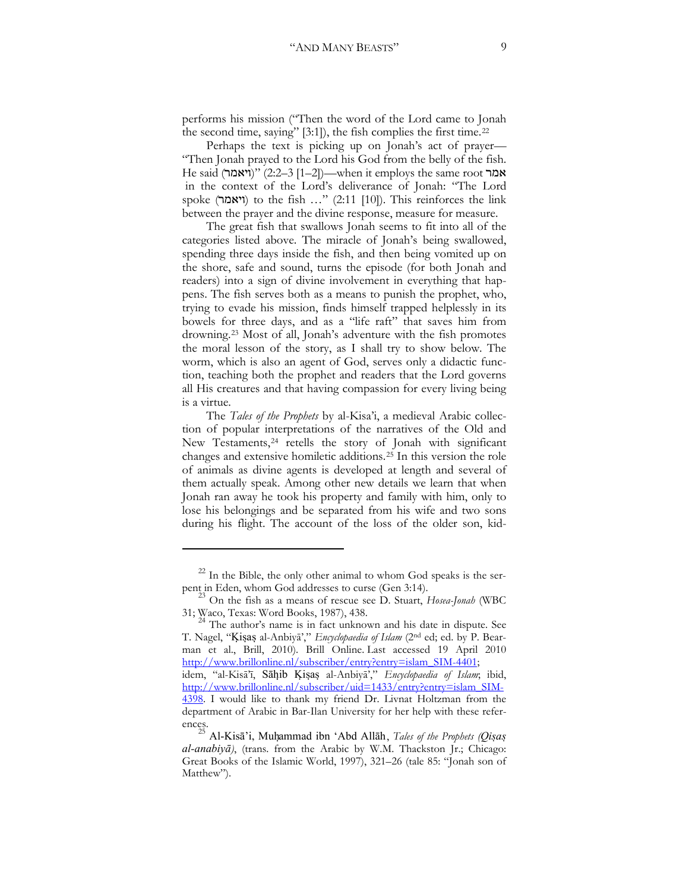performs his mission ("Then the word of the Lord came to Jonah the second time, saying" [3:1]), the fish complies the first time.[22]

Perhaps the text is picking up on Jonah's act of prayer—"Then Jonah prayed to the Lord his God from the belly of the fish. He said (ויאמר)" (2:2–3 [1–2])—when it employs the same root אמר in the context of the Lord's deliverance of Jonah: "The Lord spoke (ויאמר) to the fish …" (2:11 [10]). This reinforces the link between the prayer and the divine response, measure for measure.

The great fish that swallows Jonah seems to fit into all of the categories listed above. The miracle of Jonah's being swallowed, spending three days inside the fish, and then being vomited up on the shore, safe and sound, turns the episode (for both Jonah and readers) into a sign of divine involvement in everything that happens. The fish serves both as a means to punish the prophet, who, trying to evade his mission, finds himself trapped helplessly in its bowels for three days, and as a "life raft" that saves him from drowning.[23] Most of all, Jonah's adventure with the fish promotes the moral lesson of the story, as I shall try to show below. The worm, which is also an agent of God, serves only a didactic function, teaching both the prophet and readers that the Lord governs all His creatures and that having compassion for every living being is a virtue.

The *Tales of the Prophets* by al-Kisa'i, a medieval Arabic collection of popular interpretations of the narratives of the Old and New Testaments,[24] retells the story of Jonah with significant changes and extensive homiletic additions.[25] In this version the role of animals as divine agents is developed at length and several of them actually speak. Among other new details we learn that when Jonah ran away he took his property and family with him, only to lose his belongings and be separated from his wife and two sons during his flight. The account of the loss of the older son, kid-

---

[22] In the Bible, the only other animal to whom God speaks is the serpent in Eden, whom God addresses to curse (Gen 3:14).

[23] On the fish as a means of rescue see D. Stuart, *Hosea-Jonah* (WBC 31; Waco, Texas: Word Books, 1987), 438.

[24] The author's name is in fact unknown and his date in dispute. See T. Nagel, "Ḳiṣaṣ al-Anbiyā'," *Encyclopaedia of Islam* (2nd ed; ed. by P. Bearman et al., Brill, 2010). Brill Online. Last accessed 19 April 2010 http://www.brillonline.nl/subscriber/entry?entry=islam_SIM-4401; idem, "al-Kisā'ī, Sāḥib Ḳiṣaṣ al-Anbiyā'," *Encyclopaedia of Islam*; ibid, http://www.brillonline.nl/subscriber/uid=1433/entry?entry=islam_SIM-4398. I would like to thank my friend Dr. Livnat Holtzman from the department of Arabic in Bar-Ilan University for her help with these references.

[25] Al-Kisā'i, Muḥammad ibn 'Abd Allāh, *Tales of the Prophets (Qiṣaṣ al-anabiyā)*, (trans. from the Arabic by W.M. Thackston Jr.; Chicago: Great Books of the Islamic World, 1997), 321–26 (tale 85: "Jonah son of Matthew").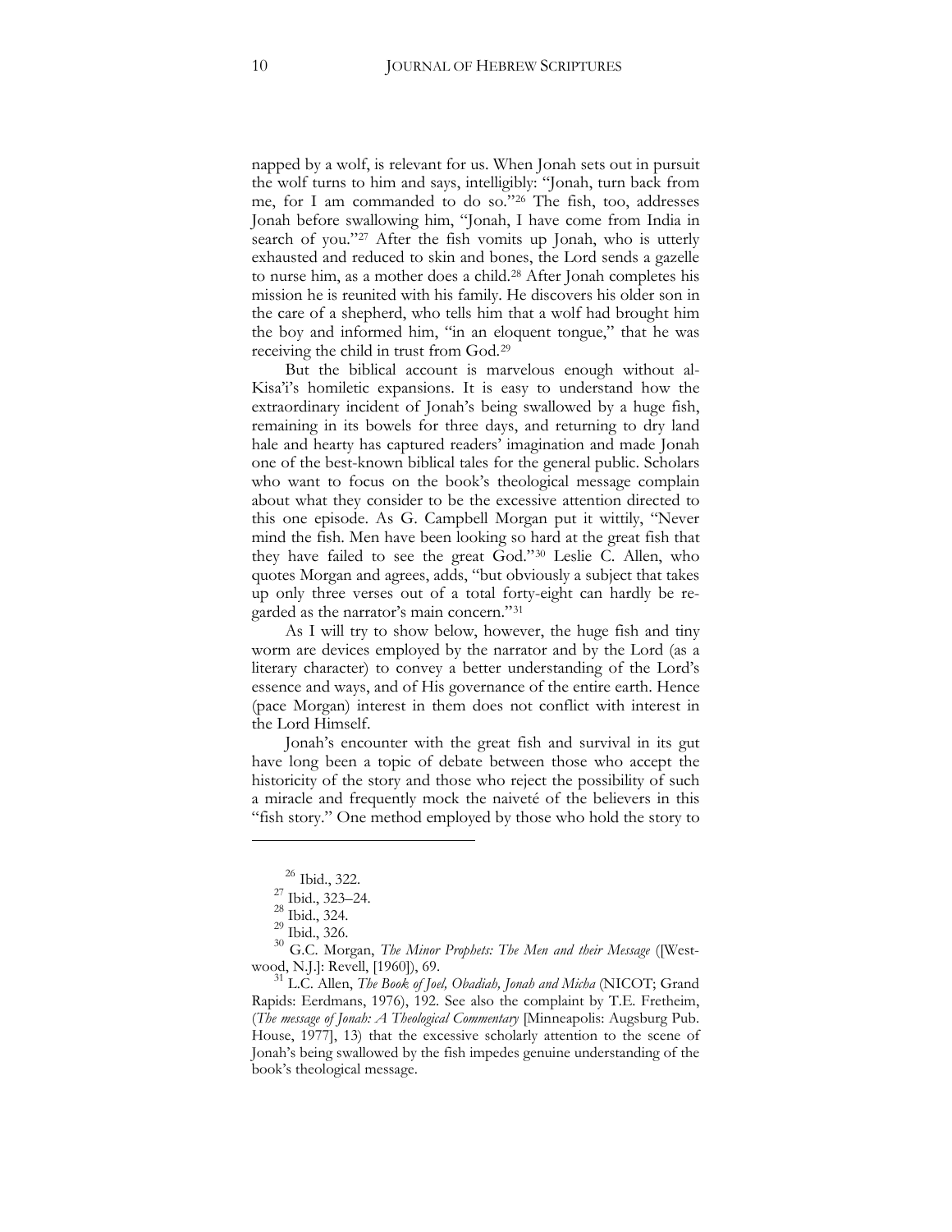napped by a wolf, is relevant for us. When Jonah sets out in pursuit the wolf turns to him and says, intelligibly: "Jonah, turn back from me, for I am commanded to do so."[26] The fish, too, addresses Jonah before swallowing him, "Jonah, I have come from India in search of you."[27] After the fish vomits up Jonah, who is utterly exhausted and reduced to skin and bones, the Lord sends a gazelle to nurse him, as a mother does a child.[28] After Jonah completes his mission he is reunited with his family. He discovers his older son in the care of a shepherd, who tells him that a wolf had brought him the boy and informed him, "in an eloquent tongue," that he was receiving the child in trust from God.[29]

But the biblical account is marvelous enough without al-Kisa'i's homiletic expansions. It is easy to understand how the extraordinary incident of Jonah's being swallowed by a huge fish, remaining in its bowels for three days, and returning to dry land hale and hearty has captured readers' imagination and made Jonah one of the best-known biblical tales for the general public. Scholars who want to focus on the book's theological message complain about what they consider to be the excessive attention directed to this one episode. As G. Campbell Morgan put it wittily, "Never mind the fish. Men have been looking so hard at the great fish that they have failed to see the great God."[30] Leslie C. Allen, who quotes Morgan and agrees, adds, "but obviously a subject that takes up only three verses out of a total forty-eight can hardly be regarded as the narrator's main concern."[31]

As I will try to show below, however, the huge fish and tiny worm are devices employed by the narrator and by the Lord (as a literary character) to convey a better understanding of the Lord's essence and ways, and of His governance of the entire earth. Hence (pace Morgan) interest in them does not conflict with interest in the Lord Himself.

Jonah's encounter with the great fish and survival in its gut have long been a topic of debate between those who accept the historicity of the story and those who reject the possibility of such a miracle and frequently mock the naiveté of the believers in this "fish story." One method employed by those who hold the story to

---

[26] Ibid., 322.

[27] Ibid., 323–24.

[28] Ibid., 324.

[29] Ibid., 326.

[30] G.C. Morgan, *The Minor Prophets: The Men and their Message* ([Westwood, N.J.]: Revell, [1960]), 69.

[31] L.C. Allen, *The Book of Joel, Obadiah, Jonah and Micha* (NICOT; Grand Rapids: Eerdmans, 1976), 192. See also the complaint by T.E. Fretheim, (*The message of Jonah: A Theological Commentary* [Minneapolis: Augsburg Pub. House, 1977], 13) that the excessive scholarly attention to the scene of Jonah's being swallowed by the fish impedes genuine understanding of the book's theological message.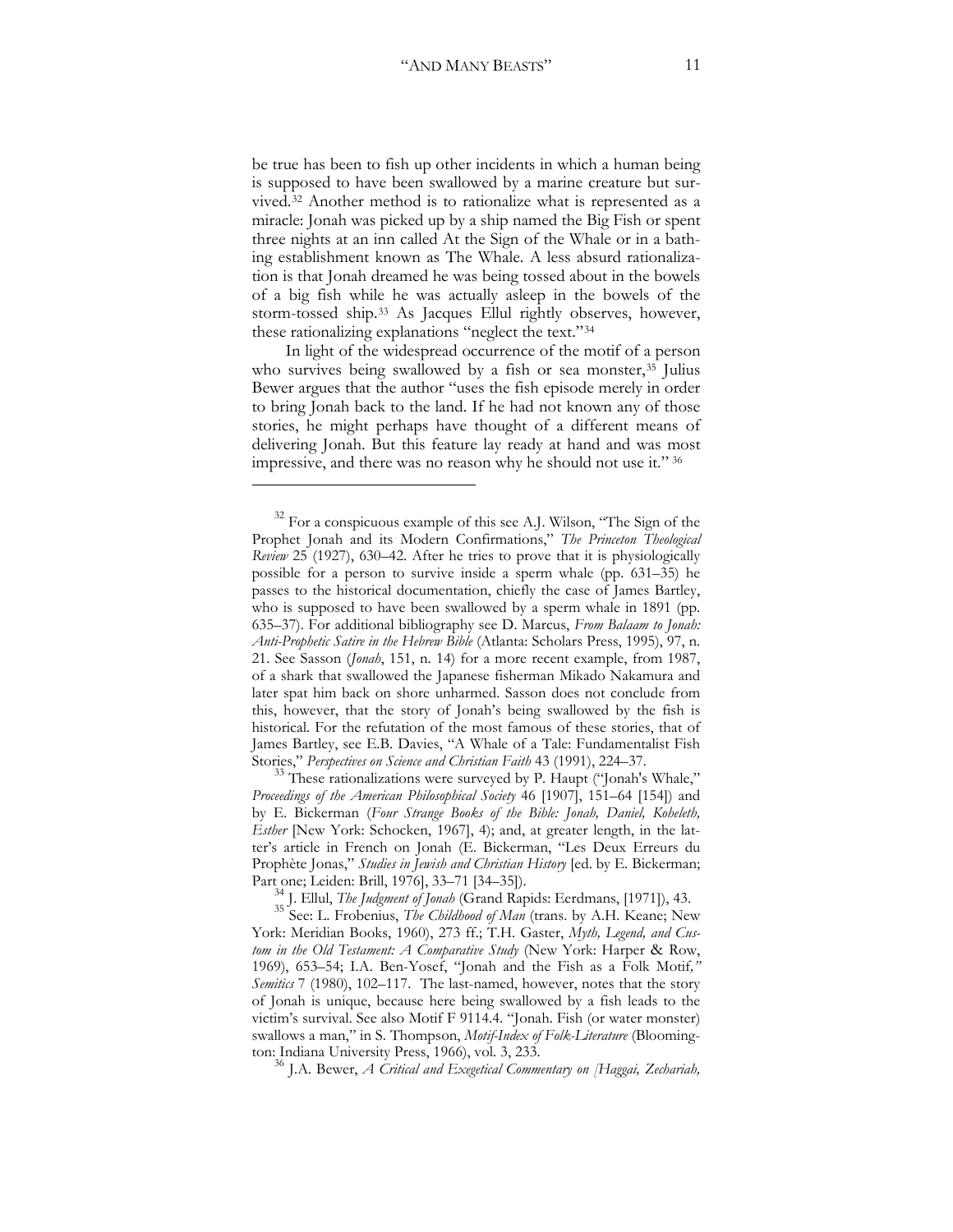be true has been to fish up other incidents in which a human being is supposed to have been swallowed by a marine creature but survived.[32] Another method is to rationalize what is represented as a miracle: Jonah was picked up by a ship named the Big Fish or spent three nights at an inn called At the Sign of the Whale or in a bathing establishment known as The Whale. A less absurd rationalization is that Jonah dreamed he was being tossed about in the bowels of a big fish while he was actually asleep in the bowels of the storm-tossed ship.[33] As Jacques Ellul rightly observes, however, these rationalizing explanations "neglect the text."[34]

In light of the widespread occurrence of the motif of a person who survives being swallowed by a fish or sea monster,[35] Julius Bewer argues that the author "uses the fish episode merely in order to bring Jonah back to the land. If he had not known any of those stories, he might perhaps have thought of a different means of delivering Jonah. But this feature lay ready at hand and was most impressive, and there was no reason why he should not use it." [36]

---

[32] For a conspicuous example of this see A.J. Wilson, "The Sign of the Prophet Jonah and its Modern Confirmations," *The Princeton Theological Review* 25 (1927), 630–42. After he tries to prove that it is physiologically possible for a person to survive inside a sperm whale (pp. 631–35) he passes to the historical documentation, chiefly the case of James Bartley, who is supposed to have been swallowed by a sperm whale in 1891 (pp. 635–37). For additional bibliography see D. Marcus, *From Balaam to Jonah: Anti-Prophetic Satire in the Hebrew Bible* (Atlanta: Scholars Press, 1995), 97, n. 21. See Sasson (*Jonah*, 151, n. 14) for a more recent example, from 1987, of a shark that swallowed the Japanese fisherman Mikado Nakamura and later spat him back on shore unharmed. Sasson does not conclude from this, however, that the story of Jonah's being swallowed by the fish is historical. For the refutation of the most famous of these stories, that of James Bartley, see E.B. Davies, "A Whale of a Tale: Fundamentalist Fish Stories," *Perspectives on Science and Christian Faith* 43 (1991), 224–37.

[33] These rationalizations were surveyed by P. Haupt ("Jonah's Whale," *Proceedings of the American Philosophical Society* 46 [1907], 151–64 [154]) and by E. Bickerman (*Four Strange Books of the Bible: Jonah, Daniel, Koheleth, Esther* [New York: Schocken, 1967], 4); and, at greater length, in the latter's article in French on Jonah (E. Bickerman, "Les Deux Erreurs du Prophète Jonas," *Studies in Jewish and Christian History* [ed. by E. Bickerman; Part one; Leiden: Brill, 1976], 33–71 [34–35]).

[34] J. Ellul, *The Judgment of Jonah* (Grand Rapids: Eerdmans, [1971]), 43.

[35] See: L. Frobenius, *The Childhood of Man* (trans. by A.H. Keane; New York: Meridian Books, 1960), 273 ff.; T.H. Gaster, *Myth, Legend, and Custom in the Old Testament: A Comparative Study* (New York: Harper & Row, 1969), 653–54; I.A. Ben-Yosef, "Jonah and the Fish as a Folk Motif," *Semitics* 7 (1980), 102–117. The last-named, however, notes that the story of Jonah is unique, because here being swallowed by a fish leads to the victim's survival. See also Motif F 9114.4. "Jonah. Fish (or water monster) swallows a man," in S. Thompson, *Motif-Index of Folk-Literature* (Bloomington: Indiana University Press, 1966), vol. 3, 233.

[36] J.A. Bewer, *A Critical and Exegetical Commentary on [Haggai, Zechariah,*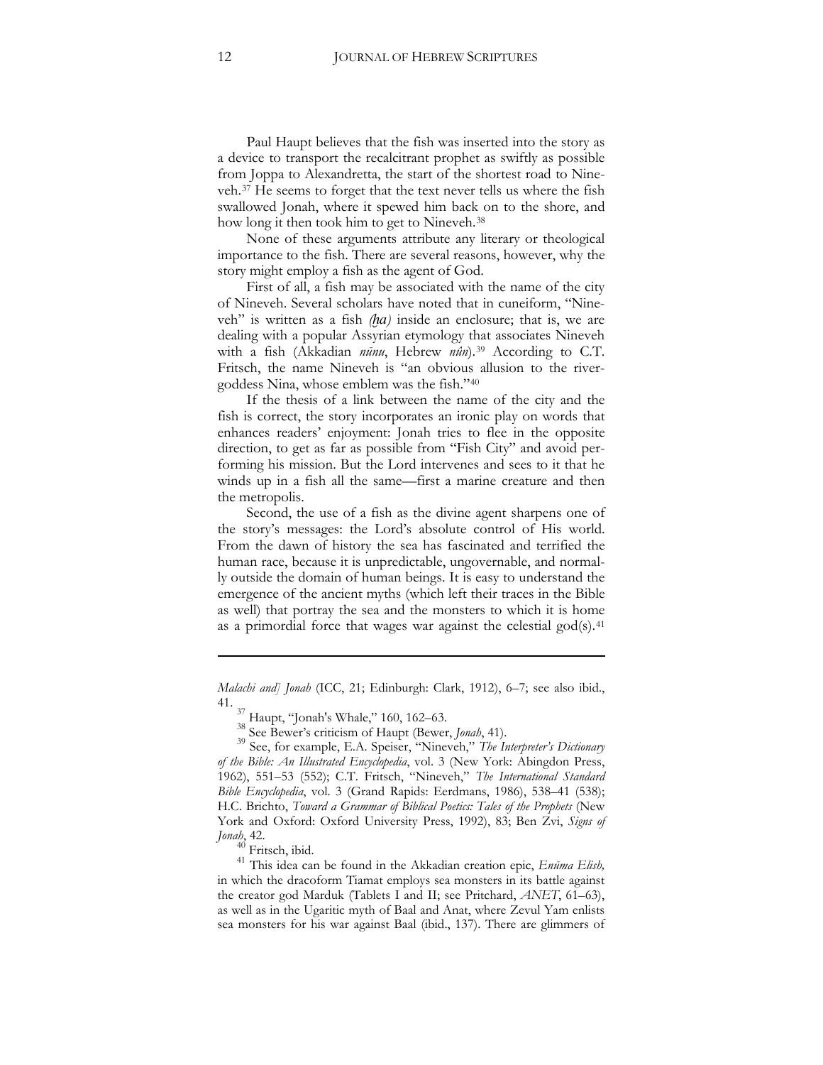Paul Haupt believes that the fish was inserted into the story as a device to transport the recalcitrant prophet as swiftly as possible from Joppa to Alexandretta, the start of the shortest road to Nineveh.[37] He seems to forget that the text never tells us where the fish swallowed Jonah, where it spewed him back on to the shore, and how long it then took him to get to Nineveh.[38]

None of these arguments attribute any literary or theological importance to the fish. There are several reasons, however, why the story might employ a fish as the agent of God.

First of all, a fish may be associated with the name of the city of Nineveh. Several scholars have noted that in cuneiform, "Nineveh" is written as a fish *(ḫa)* inside an enclosure; that is, we are dealing with a popular Assyrian etymology that associates Nineveh with a fish (Akkadian *nūnu*, Hebrew *nûn*).[39] According to C.T. Fritsch, the name Nineveh is "an obvious allusion to the river-goddess Nina, whose emblem was the fish."[40]

If the thesis of a link between the name of the city and the fish is correct, the story incorporates an ironic play on words that enhances readers' enjoyment: Jonah tries to flee in the opposite direction, to get as far as possible from "Fish City" and avoid performing his mission. But the Lord intervenes and sees to it that he winds up in a fish all the same—first a marine creature and then the metropolis.

Second, the use of a fish as the divine agent sharpens one of the story's messages: the Lord's absolute control of His world. From the dawn of history the sea has fascinated and terrified the human race, because it is unpredictable, ungovernable, and normally outside the domain of human beings. It is easy to understand the emergence of the ancient myths (which left their traces in the Bible as well) that portray the sea and the monsters to which it is home as a primordial force that wages war against the celestial god(s).[41]

---

*Malachi and] Jonah* (ICC, 21; Edinburgh: Clark, 1912), 6–7; see also ibid., 41.

[37] Haupt, "Jonah's Whale," 160, 162–63.

[38] See Bewer's criticism of Haupt (Bewer, *Jonah*, 41).

[39] See, for example, E.A. Speiser, "Nineveh," *The Interpreter's Dictionary of the Bible: An Illustrated Encyclopedia*, vol. 3 (New York: Abingdon Press, 1962), 551–53 (552); C.T. Fritsch, "Nineveh," *The International Standard Bible Encyclopedia*, vol. 3 (Grand Rapids: Eerdmans, 1986), 538–41 (538); H.C. Brichto, *Toward a Grammar of Biblical Poetics: Tales of the Prophets* (New York and Oxford: Oxford University Press, 1992), 83; Ben Zvi, *Signs of Jonah*, 42.

[40] Fritsch, ibid.

[41] This idea can be found in the Akkadian creation epic, *Enūma Elish,* in which the dracoform Tiamat employs sea monsters in its battle against the creator god Marduk (Tablets I and II; see Pritchard, *ANET*, 61–63), as well as in the Ugaritic myth of Baal and Anat, where Zevul Yam enlists sea monsters for his war against Baal (ibid., 137). There are glimmers of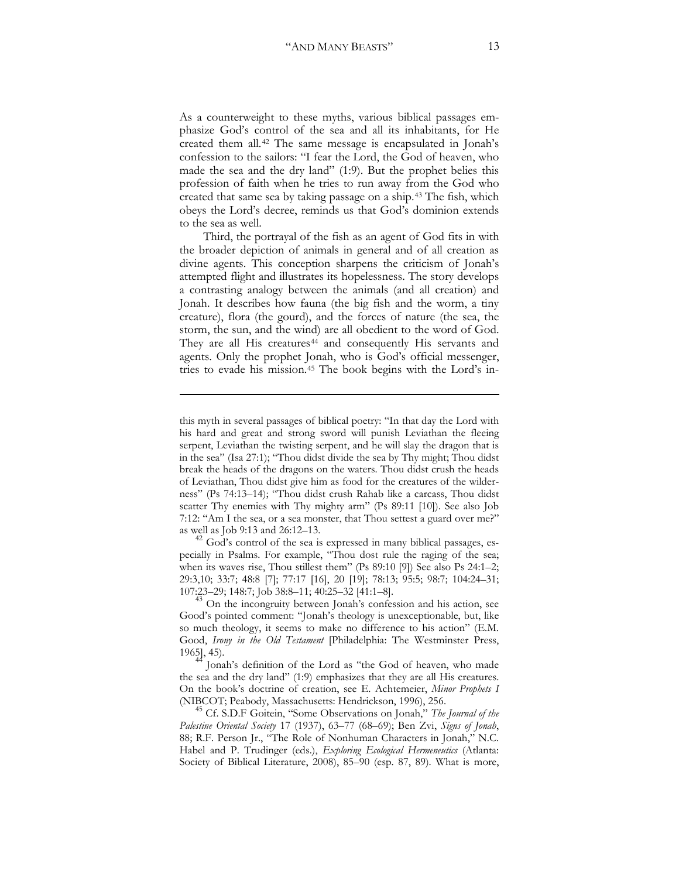As a counterweight to these myths, various biblical passages emphasize God's control of the sea and all its inhabitants, for He created them all.[42] The same message is encapsulated in Jonah's confession to the sailors: "I fear the Lord, the God of heaven, who made the sea and the dry land" (1:9). But the prophet belies this profession of faith when he tries to run away from the God who created that same sea by taking passage on a ship.[43] The fish, which obeys the Lord's decree, reminds us that God's dominion extends to the sea as well.

Third, the portrayal of the fish as an agent of God fits in with the broader depiction of animals in general and of all creation as divine agents. This conception sharpens the criticism of Jonah's attempted flight and illustrates its hopelessness. The story develops a contrasting analogy between the animals (and all creation) and Jonah. It describes how fauna (the big fish and the worm, a tiny creature), flora (the gourd), and the forces of nature (the sea, the storm, the sun, and the wind) are all obedient to the word of God. They are all His creatures[44] and consequently His servants and agents. Only the prophet Jonah, who is God's official messenger, tries to evade his mission.[45] The book begins with the Lord's in-

---

this myth in several passages of biblical poetry: "In that day the Lord with his hard and great and strong sword will punish Leviathan the fleeing serpent, Leviathan the twisting serpent, and he will slay the dragon that is in the sea" (Isa 27:1); "Thou didst divide the sea by Thy might; Thou didst break the heads of the dragons on the waters. Thou didst crush the heads of Leviathan, Thou didst give him as food for the creatures of the wilderness" (Ps 74:13–14); "Thou didst crush Rahab like a carcass, Thou didst scatter Thy enemies with Thy mighty arm" (Ps 89:11 [10]). See also Job 7:12: "Am I the sea, or a sea monster, that Thou settest a guard over me?" as well as Job 9:13 and 26:12–13.

[42] God's control of the sea is expressed in many biblical passages, especially in Psalms. For example, "Thou dost rule the raging of the sea; when its waves rise, Thou stillest them" (Ps 89:10 [9]) See also Ps 24:1–2; 29:3,10; 33:7; 48:8 [7]; 77:17 [16], 20 [19]; 78:13; 95:5; 98:7; 104:24–31; 107:23–29; 148:7; Job 38:8–11; 40:25–32 [41:1–8].

[43] On the incongruity between Jonah's confession and his action, see Good's pointed comment: "Jonah's theology is unexceptionable, but, like so much theology, it seems to make no difference to his action" (E.M. Good, *Irony in the Old Testament* [Philadelphia: The Westminster Press, 1965], 45).

[44] Jonah's definition of the Lord as "the God of heaven, who made the sea and the dry land" (1:9) emphasizes that they are all His creatures. On the book's doctrine of creation, see E. Achtemeier, *Minor Prophets I* (NIBCOT; Peabody, Massachusetts: Hendrickson, 1996), 256.

[45] Cf. S.D.F Goitein, "Some Observations on Jonah," *The Journal of the Palestine Oriental Society* 17 (1937), 63–77 (68–69); Ben Zvi, *Signs of Jonah*, 88; R.F. Person Jr., "The Role of Nonhuman Characters in Jonah," N.C. Habel and P. Trudinger (eds.), *Exploring Ecological Hermeneutics* (Atlanta: Society of Biblical Literature, 2008), 85–90 (esp. 87, 89). What is more,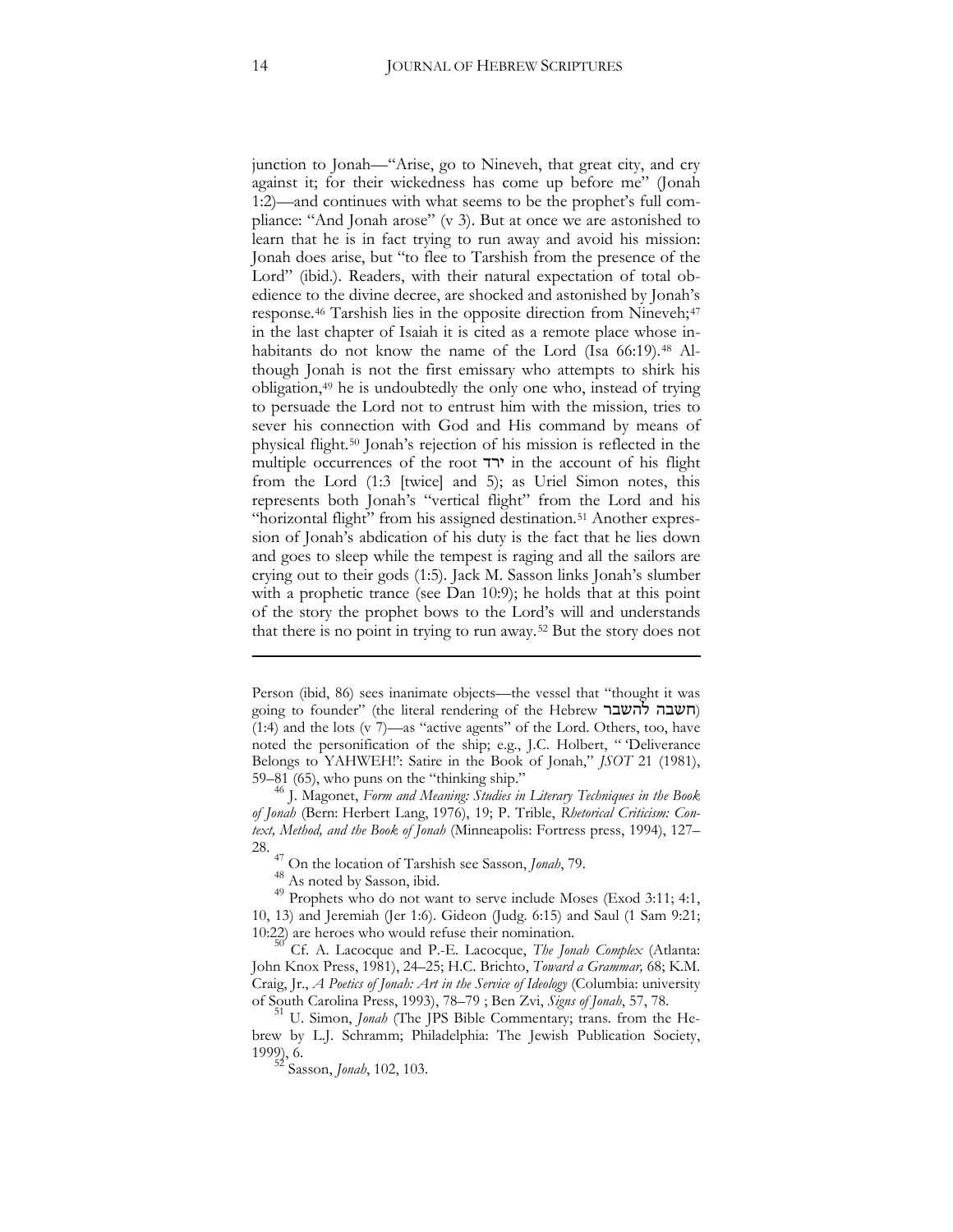junction to Jonah—"Arise, go to Nineveh, that great city, and cry against it; for their wickedness has come up before me" (Jonah 1:2)—and continues with what seems to be the prophet's full compliance: "And Jonah arose" (v 3). But at once we are astonished to learn that he is in fact trying to run away and avoid his mission: Jonah does arise, but "to flee to Tarshish from the presence of the Lord" (ibid.). Readers, with their natural expectation of total obedience to the divine decree, are shocked and astonished by Jonah's response.[46] Tarshish lies in the opposite direction from Nineveh;[47] in the last chapter of Isaiah it is cited as a remote place whose inhabitants do not know the name of the Lord (Isa 66:19).[48] Although Jonah is not the first emissary who attempts to shirk his obligation,[49] he is undoubtedly the only one who, instead of trying to persuade the Lord not to entrust him with the mission, tries to sever his connection with God and His command by means of physical flight.[50] Jonah's rejection of his mission is reflected in the multiple occurrences of the root ירד in the account of his flight from the Lord (1:3 [twice] and 5); as Uriel Simon notes, this represents both Jonah's "vertical flight" from the Lord and his "horizontal flight" from his assigned destination.[51] Another expression of Jonah's abdication of his duty is the fact that he lies down and goes to sleep while the tempest is raging and all the sailors are crying out to their gods (1:5). Jack M. Sasson links Jonah's slumber with a prophetic trance (see Dan 10:9); he holds that at this point of the story the prophet bows to the Lord's will and understands that there is no point in trying to run away.[52] But the story does not

---

Person (ibid, 86) sees inanimate objects—the vessel that "thought it was going to founder" (the literal rendering of the Hebrew חשבה להשבר) (1:4) and the lots (v 7)—as "active agents" of the Lord. Others, too, have noted the personification of the ship; e.g., J.C. Holbert, " 'Deliverance Belongs to YAHWEH!': Satire in the Book of Jonah," *JSOT* 21 (1981), 59–81 (65), who puns on the "thinking ship."

[46] J. Magonet, *Form and Meaning: Studies in Literary Techniques in the Book of Jonah* (Bern: Herbert Lang, 1976), 19; P. Trible, *Rhetorical Criticism: Context, Method, and the Book of Jonah* (Minneapolis: Fortress press, 1994), 127–28.

[47] On the location of Tarshish see Sasson, *Jonah*, 79.

[48] As noted by Sasson, ibid.

[49] Prophets who do not want to serve include Moses (Exod 3:11; 4:1, 10, 13) and Jeremiah (Jer 1:6). Gideon (Judg. 6:15) and Saul (1 Sam 9:21; 10:22) are heroes who would refuse their nomination.

[50] Cf. A. Lacocque and P.-E. Lacocque, *The Jonah Complex* (Atlanta: John Knox Press, 1981), 24–25; H.C. Brichto, *Toward a Grammar,* 68; K.M. Craig, Jr., *A Poetics of Jonah: Art in the Service of Ideology* (Columbia: university of South Carolina Press, 1993), 78–79 ; Ben Zvi, *Signs of Jonah*, 57, 78.

[51] U. Simon, *Jonah* (The JPS Bible Commentary; trans. from the Hebrew by L.J. Schramm; Philadelphia: The Jewish Publication Society, 1999), 6.

[52] Sasson, *Jonah*, 102, 103.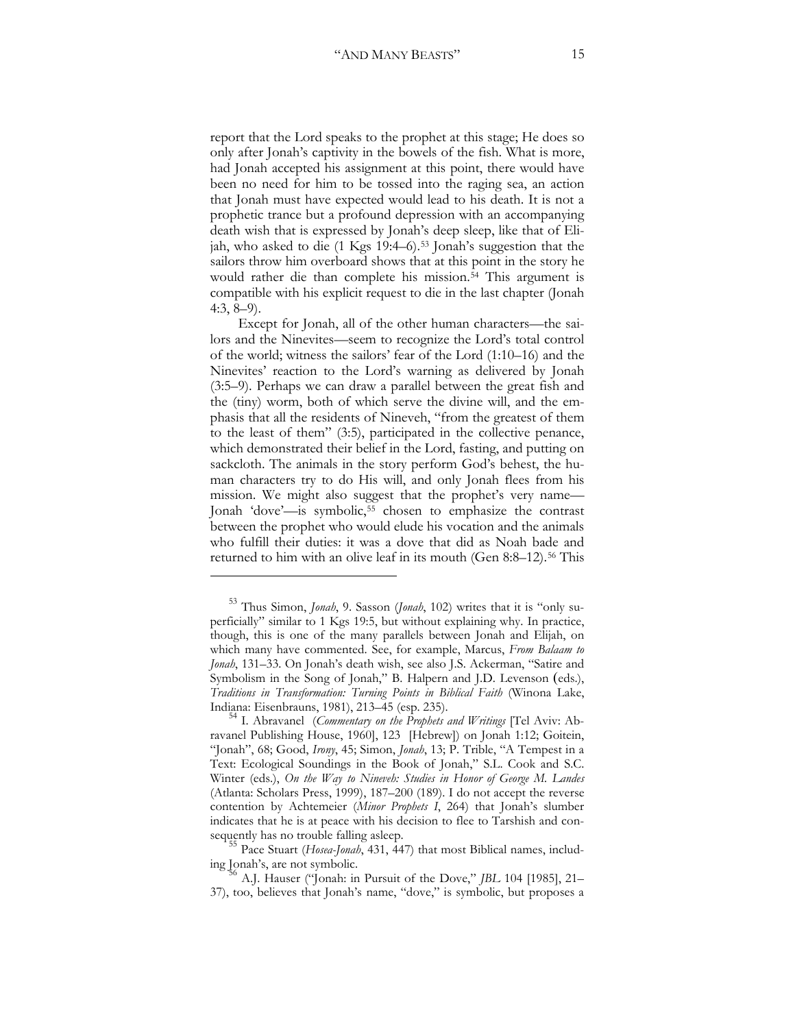report that the Lord speaks to the prophet at this stage; He does so only after Jonah's captivity in the bowels of the fish. What is more, had Jonah accepted his assignment at this point, there would have been no need for him to be tossed into the raging sea, an action that Jonah must have expected would lead to his death. It is not a prophetic trance but a profound depression with an accompanying death wish that is expressed by Jonah's deep sleep, like that of Elijah, who asked to die (1 Kgs 19:4–6).[53] Jonah's suggestion that the sailors throw him overboard shows that at this point in the story he would rather die than complete his mission.[54] This argument is compatible with his explicit request to die in the last chapter (Jonah 4:3, 8–9).

Except for Jonah, all of the other human characters—the sailors and the Ninevites—seem to recognize the Lord's total control of the world; witness the sailors' fear of the Lord (1:10–16) and the Ninevites' reaction to the Lord's warning as delivered by Jonah (3:5–9). Perhaps we can draw a parallel between the great fish and the (tiny) worm, both of which serve the divine will, and the emphasis that all the residents of Nineveh, "from the greatest of them to the least of them" (3:5), participated in the collective penance, which demonstrated their belief in the Lord, fasting, and putting on sackcloth. The animals in the story perform God's behest, the human characters try to do His will, and only Jonah flees from his mission. We might also suggest that the prophet's very name—Jonah 'dove'—is symbolic,[55] chosen to emphasize the contrast between the prophet who would elude his vocation and the animals who fulfill their duties: it was a dove that did as Noah bade and returned to him with an olive leaf in its mouth (Gen 8:8–12).[56] This

---

[53] Thus Simon, *Jonah*, 9. Sasson (*Jonah*, 102) writes that it is "only superficially" similar to 1 Kgs 19:5, but without explaining why. In practice, though, this is one of the many parallels between Jonah and Elijah, on which many have commented. See, for example, Marcus, *From Balaam to Jonah*, 131–33. On Jonah's death wish, see also J.S. Ackerman, "Satire and Symbolism in the Song of Jonah," B. Halpern and J.D. Levenson (eds.), *Traditions in Transformation: Turning Points in Biblical Faith* (Winona Lake, Indiana: Eisenbrauns, 1981), 213–45 (esp. 235).

[54] I. Abravanel (*Commentary on the Prophets and Writings* [Tel Aviv: Abravanel Publishing House, 1960], 123 [Hebrew]) on Jonah 1:12; Goitein, "Jonah", 68; Good, *Irony*, 45; Simon, *Jonah*, 13; P. Trible, "A Tempest in a Text: Ecological Soundings in the Book of Jonah," S.L. Cook and S.C. Winter (eds.), *On the Way to Nineveh: Studies in Honor of George M. Landes* (Atlanta: Scholars Press, 1999), 187–200 (189). I do not accept the reverse contention by Achtemeier (*Minor Prophets I*, 264) that Jonah's slumber indicates that he is at peace with his decision to flee to Tarshish and consequently has no trouble falling asleep.

[55] Pace Stuart (*Hosea-Jonah*, 431, 447) that most Biblical names, including Jonah's, are not symbolic.

[56] A.J. Hauser ("Jonah: in Pursuit of the Dove," *JBL* 104 [1985], 21–37), too, believes that Jonah's name, "dove," is symbolic, but proposes a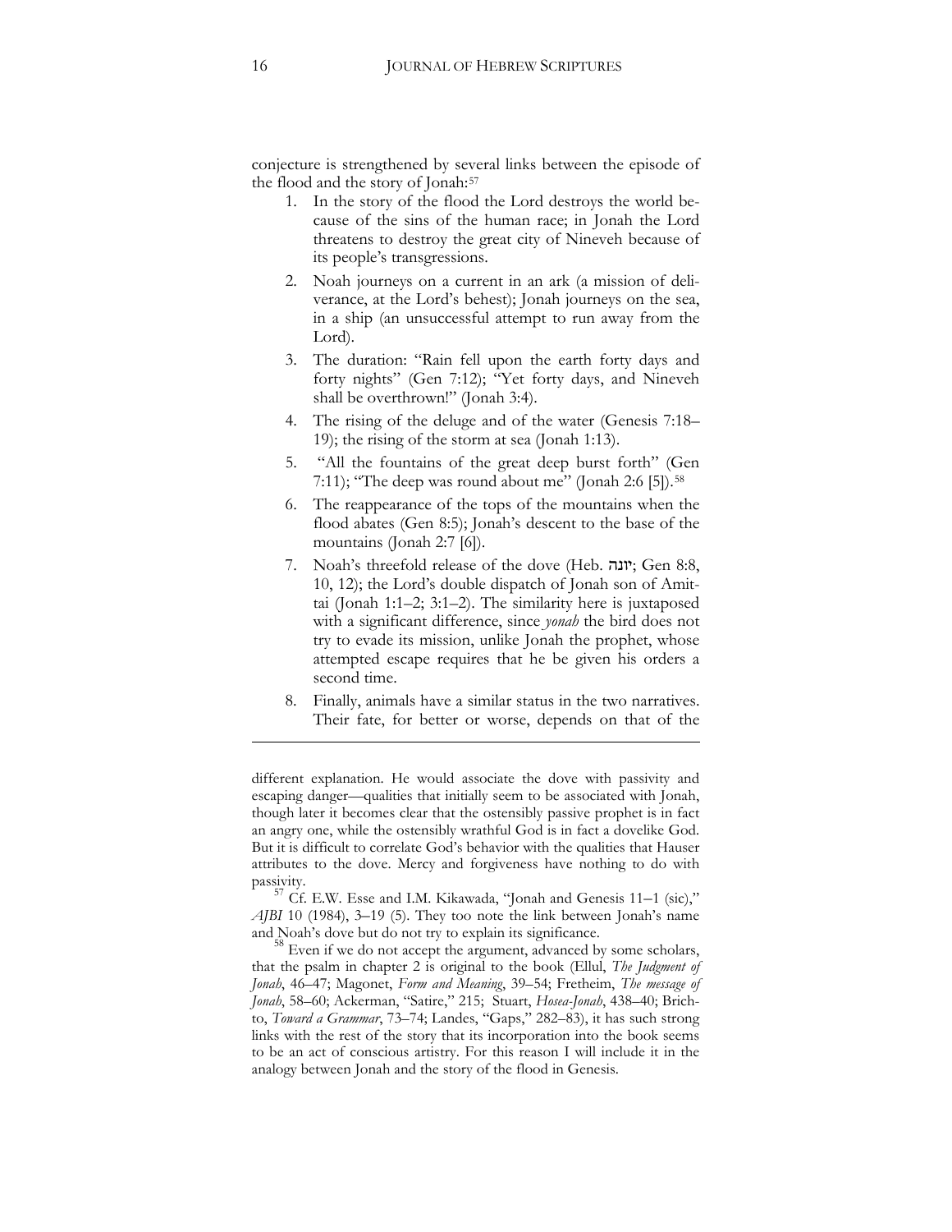conjecture is strengthened by several links between the episode of the flood and the story of Jonah:[57]

1. In the story of the flood the Lord destroys the world because of the sins of the human race; in Jonah the Lord threatens to destroy the great city of Nineveh because of its people's transgressions.
2. Noah journeys on a current in an ark (a mission of deliverance, at the Lord's behest); Jonah journeys on the sea, in a ship (an unsuccessful attempt to run away from the Lord).
3. The duration: "Rain fell upon the earth forty days and forty nights" (Gen 7:12); "Yet forty days, and Nineveh shall be overthrown!" (Jonah 3:4).
4. The rising of the deluge and of the water (Genesis 7:18–19); the rising of the storm at sea (Jonah 1:13).
5. "All the fountains of the great deep burst forth" (Gen 7:11); "The deep was round about me" (Jonah 2:6 [5]).[58]
6. The reappearance of the tops of the mountains when the flood abates (Gen 8:5); Jonah's descent to the base of the mountains (Jonah 2:7 [6]).
7. Noah's threefold release of the dove (Heb. יונה; Gen 8:8, 10, 12); the Lord's double dispatch of Jonah son of Amittai (Jonah 1:1–2; 3:1–2). The similarity here is juxtaposed with a significant difference, since *yonah* the bird does not try to evade its mission, unlike Jonah the prophet, whose attempted escape requires that he be given his orders a second time.
8. Finally, animals have a similar status in the two narratives. Their fate, for better or worse, depends on that of the

---

different explanation. He would associate the dove with passivity and escaping danger—qualities that initially seem to be associated with Jonah, though later it becomes clear that the ostensibly passive prophet is in fact an angry one, while the ostensibly wrathful God is in fact a dovelike God. But it is difficult to correlate God's behavior with the qualities that Hauser attributes to the dove. Mercy and forgiveness have nothing to do with passivity.

[57] Cf. E.W. Esse and I.M. Kikawada, "Jonah and Genesis 11–1 (sic)," *AJBI* 10 (1984), 3–19 (5). They too note the link between Jonah's name and Noah's dove but do not try to explain its significance.

[58] Even if we do not accept the argument, advanced by some scholars, that the psalm in chapter 2 is original to the book (Ellul, *The Judgment of Jonah*, 46–47; Magonet, *Form and Meaning*, 39–54; Fretheim, *The message of Jonah*, 58–60; Ackerman, "Satire," 215; Stuart, *Hosea-Jonah*, 438–40; Brichto, *Toward a Grammar*, 73–74; Landes, "Gaps," 282–83), it has such strong links with the rest of the story that its incorporation into the book seems to be an act of conscious artistry. For this reason I will include it in the analogy between Jonah and the story of the flood in Genesis.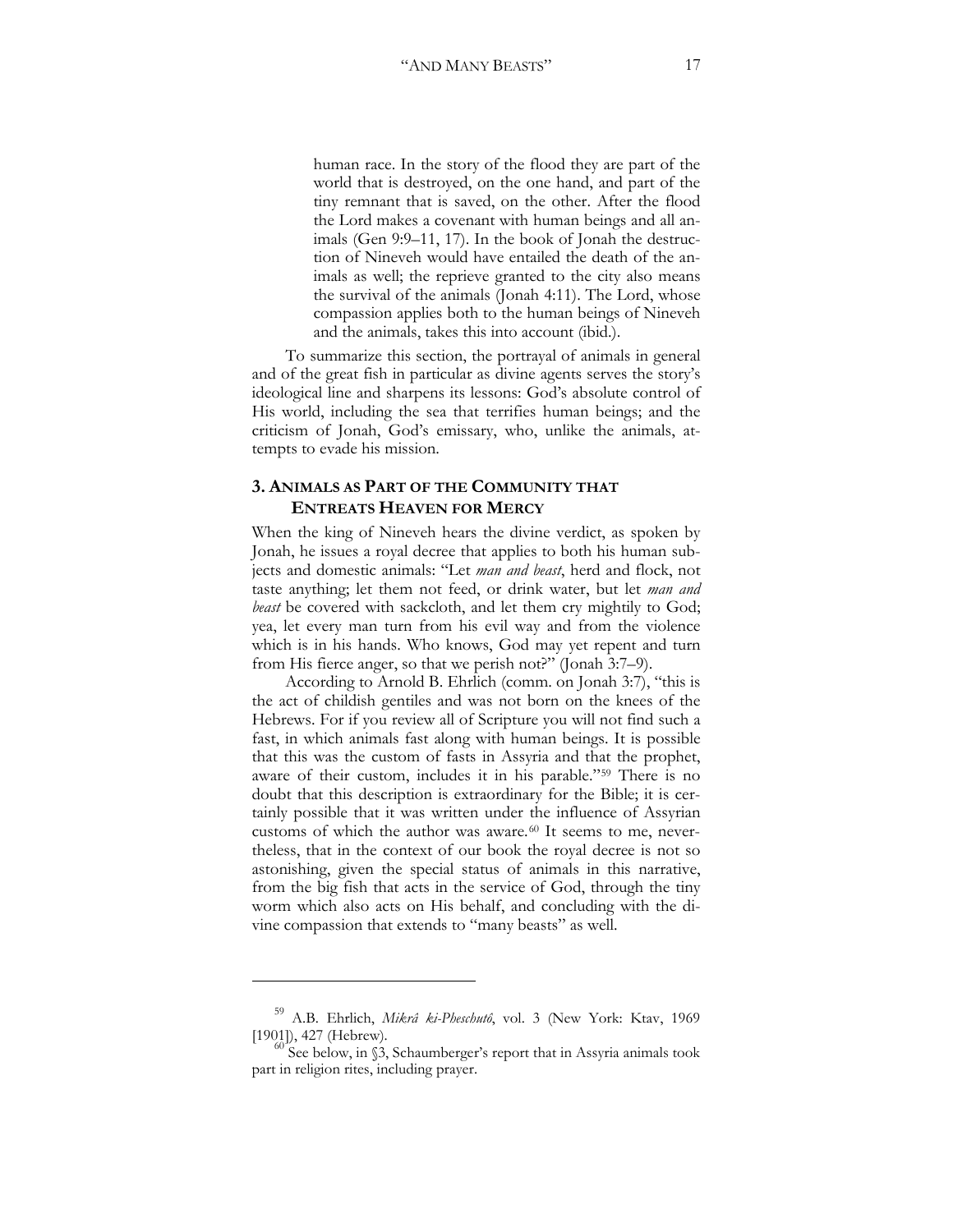> human race. In the story of the flood they are part of the world that is destroyed, on the one hand, and part of the tiny remnant that is saved, on the other. After the flood the Lord makes a covenant with human beings and all animals (Gen 9:9–11, 17). In the book of Jonah the destruction of Nineveh would have entailed the death of the animals as well; the reprieve granted to the city also means the survival of the animals (Jonah 4:11). The Lord, whose compassion applies both to the human beings of Nineveh and the animals, takes this into account (ibid.).

To summarize this section, the portrayal of animals in general and of the great fish in particular as divine agents serves the story's ideological line and sharpens its lessons: God's absolute control of His world, including the sea that terrifies human beings; and the criticism of Jonah, God's emissary, who, unlike the animals, attempts to evade his mission.

## 3. ANIMALS AS PART OF THE COMMUNITY THAT ENTREATS HEAVEN FOR MERCY

When the king of Nineveh hears the divine verdict, as spoken by Jonah, he issues a royal decree that applies to both his human subjects and domestic animals: "Let *man and beast*, herd and flock, not taste anything; let them not feed, or drink water, but let *man and beast* be covered with sackcloth, and let them cry mightily to God; yea, let every man turn from his evil way and from the violence which is in his hands. Who knows, God may yet repent and turn from His fierce anger, so that we perish not?" (Jonah 3:7–9).

According to Arnold B. Ehrlich (comm. on Jonah 3:7), "this is the act of childish gentiles and was not born on the knees of the Hebrews. For if you review all of Scripture you will not find such a fast, in which animals fast along with human beings. It is possible that this was the custom of fasts in Assyria and that the prophet, aware of their custom, includes it in his parable."[59] There is no doubt that this description is extraordinary for the Bible; it is certainly possible that it was written under the influence of Assyrian customs of which the author was aware.[60] It seems to me, nevertheless, that in the context of our book the royal decree is not so astonishing, given the special status of animals in this narrative, from the big fish that acts in the service of God, through the tiny worm which also acts on His behalf, and concluding with the divine compassion that extends to "many beasts" as well.

---

[59] A.B. Ehrlich, *Mikrâ ki-Pheschutô*, vol. 3 (New York: Ktav, 1969 [1901]), 427 (Hebrew).

[60] See below, in §3, Schaumberger's report that in Assyria animals took part in religion rites, including prayer.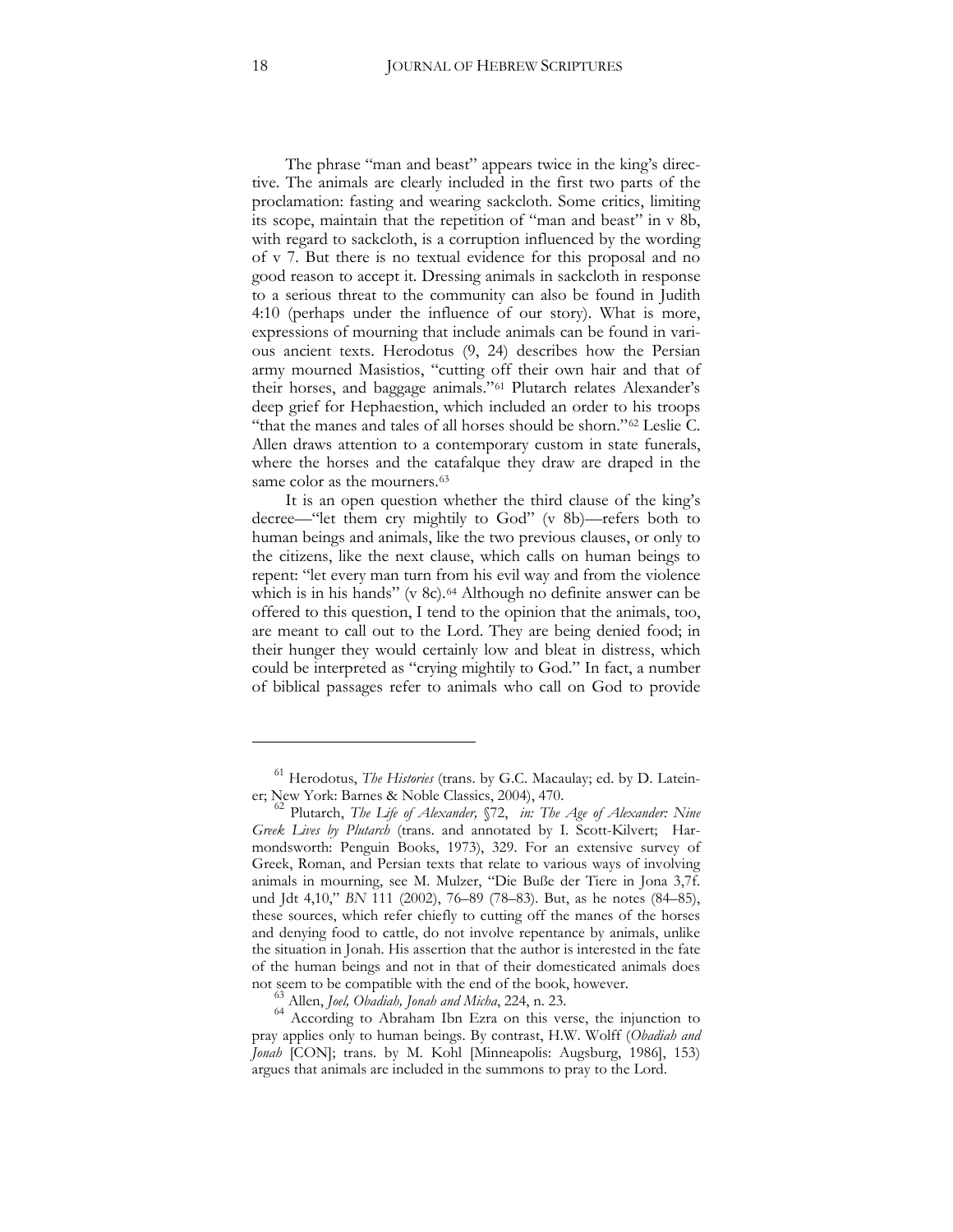The phrase "man and beast" appears twice in the king's directive. The animals are clearly included in the first two parts of the proclamation: fasting and wearing sackcloth. Some critics, limiting its scope, maintain that the repetition of "man and beast" in v 8b, with regard to sackcloth, is a corruption influenced by the wording of v 7. But there is no textual evidence for this proposal and no good reason to accept it. Dressing animals in sackcloth in response to a serious threat to the community can also be found in Judith 4:10 (perhaps under the influence of our story). What is more, expressions of mourning that include animals can be found in various ancient texts. Herodotus (9, 24) describes how the Persian army mourned Masistios, "cutting off their own hair and that of their horses, and baggage animals."[61] Plutarch relates Alexander's deep grief for Hephaestion, which included an order to his troops "that the manes and tales of all horses should be shorn."[62] Leslie C. Allen draws attention to a contemporary custom in state funerals, where the horses and the catafalque they draw are draped in the same color as the mourners.[63]

It is an open question whether the third clause of the king's decree—"let them cry mightily to God" (v 8b)—refers both to human beings and animals, like the two previous clauses, or only to the citizens, like the next clause, which calls on human beings to repent: "let every man turn from his evil way and from the violence which is in his hands" (v 8c).[64] Although no definite answer can be offered to this question, I tend to the opinion that the animals, too, are meant to call out to the Lord. They are being denied food; in their hunger they would certainly low and bleat in distress, which could be interpreted as "crying mightily to God." In fact, a number of biblical passages refer to animals who call on God to provide

---

[61] Herodotus, *The Histories* (trans. by G.C. Macaulay; ed. by D. Lateiner; New York: Barnes & Noble Classics, 2004), 470.

[62] Plutarch, *The Life of Alexander,* §72, *in: The Age of Alexander: Nine Greek Lives by Plutarch* (trans. and annotated by I. Scott-Kilvert; Harmondsworth: Penguin Books, 1973), 329. For an extensive survey of Greek, Roman, and Persian texts that relate to various ways of involving animals in mourning, see M. Mulzer, "Die Buße der Tiere in Jona 3,7f. und Jdt 4,10," *BN* 111 (2002), 76–89 (78–83). But, as he notes (84–85), these sources, which refer chiefly to cutting off the manes of the horses and denying food to cattle, do not involve repentance by animals, unlike the situation in Jonah. His assertion that the author is interested in the fate of the human beings and not in that of their domesticated animals does not seem to be compatible with the end of the book, however.

[63] Allen, *Joel, Obadiah, Jonah and Micha*, 224, n. 23.

[64] According to Abraham Ibn Ezra on this verse, the injunction to pray applies only to human beings. By contrast, H.W. Wolff (*Obadiah and Jonah* [CON]; trans. by M. Kohl [Minneapolis: Augsburg, 1986], 153) argues that animals are included in the summons to pray to the Lord.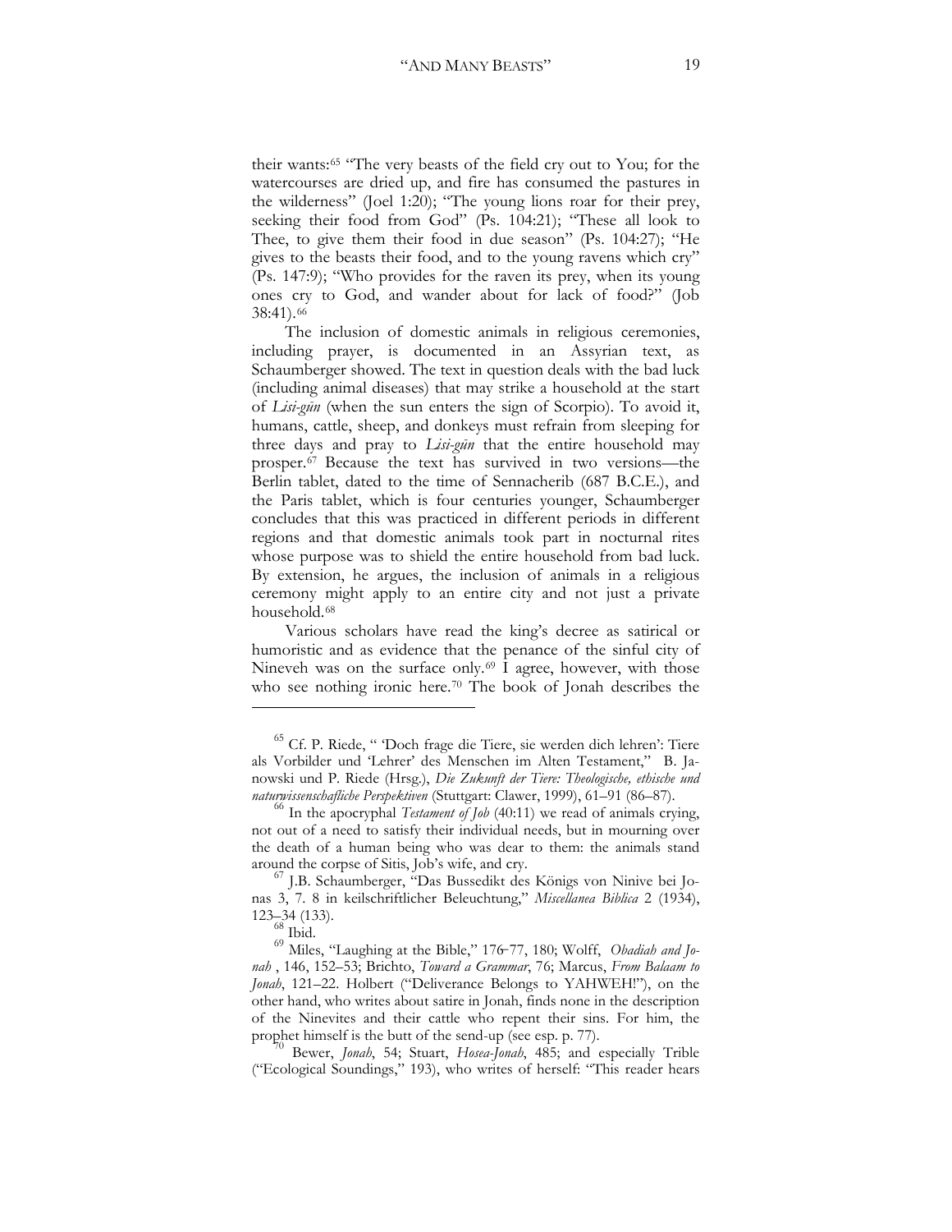their wants:[65] "The very beasts of the field cry out to You; for the watercourses are dried up, and fire has consumed the pastures in the wilderness" (Joel 1:20); "The young lions roar for their prey, seeking their food from God" (Ps. 104:21); "These all look to Thee, to give them their food in due season" (Ps. 104:27); "He gives to the beasts their food, and to the young ravens which cry" (Ps. 147:9); "Who provides for the raven its prey, when its young ones cry to God, and wander about for lack of food?" (Job 38:41).[66]

The inclusion of domestic animals in religious ceremonies, including prayer, is documented in an Assyrian text, as Schaumberger showed. The text in question deals with the bad luck (including animal diseases) that may strike a household at the start of *Lisi-gūn* (when the sun enters the sign of Scorpio). To avoid it, humans, cattle, sheep, and donkeys must refrain from sleeping for three days and pray to *Lisi-gūn* that the entire household may prosper.[67] Because the text has survived in two versions—the Berlin tablet, dated to the time of Sennacherib (687 B.C.E.), and the Paris tablet, which is four centuries younger, Schaumberger concludes that this was practiced in different periods in different regions and that domestic animals took part in nocturnal rites whose purpose was to shield the entire household from bad luck. By extension, he argues, the inclusion of animals in a religious ceremony might apply to an entire city and not just a private household.[68]

Various scholars have read the king's decree as satirical or humoristic and as evidence that the penance of the sinful city of Nineveh was on the surface only.[69] I agree, however, with those who see nothing ironic here.[70] The book of Jonah describes the

---

[65] Cf. P. Riede, " 'Doch frage die Tiere, sie werden dich lehren': Tiere als Vorbilder und 'Lehrer' des Menschen im Alten Testament," B. Janowski und P. Riede (Hrsg.), *Die Zukunft der Tiere: Theologische, ethische und naturwissenschafliche Perspektiven* (Stuttgart: Clawer, 1999), 61–91 (86–87).

[66] In the apocryphal *Testament of Job* (40:11) we read of animals crying, not out of a need to satisfy their individual needs, but in mourning over the death of a human being who was dear to them: the animals stand around the corpse of Sitis, Job's wife, and cry.

[67] J.B. Schaumberger, "Das Bussedikt des Königs von Ninive bei Jonas 3, 7. 8 in keilschriftlicher Beleuchtung," *Miscellanea Biblica* 2 (1934), 123–34 (133).

[68] Ibid.

[69] Miles, "Laughing at the Bible," 176–77, 180; Wolff, *Obadiah and Jonah* , 146, 152–53; Brichto, *Toward a Grammar*, 76; Marcus, *From Balaam to Jonah*, 121–22. Holbert ("Deliverance Belongs to YAHWEH!"), on the other hand, who writes about satire in Jonah, finds none in the description of the Ninevites and their cattle who repent their sins. For him, the prophet himself is the butt of the send-up (see esp. p. 77).

[70] Bewer, *Jonah*, 54; Stuart, *Hosea-Jonah*, 485; and especially Trible ("Ecological Soundings," 193), who writes of herself: "This reader hears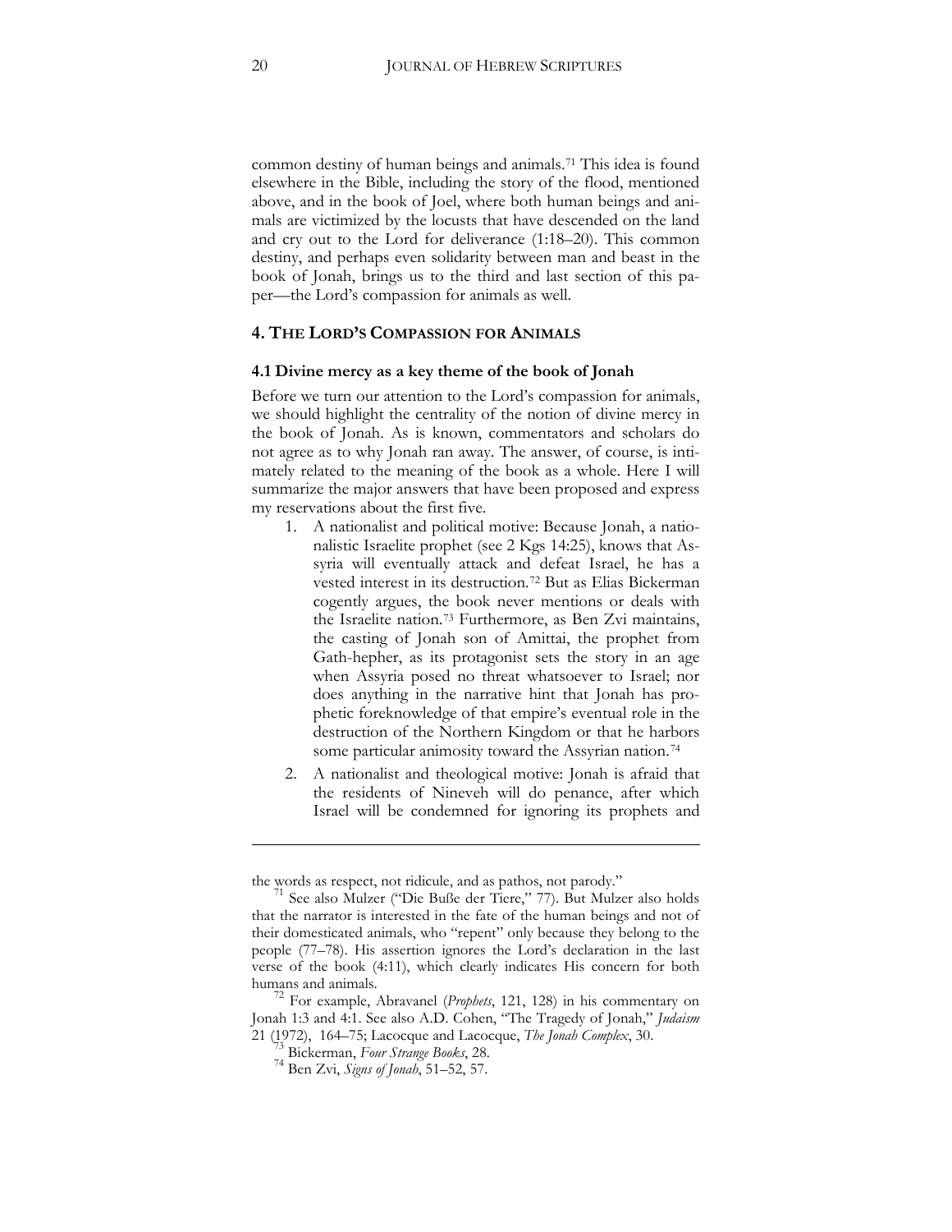common destiny of human beings and animals.[71] This idea is found elsewhere in the Bible, including the story of the flood, mentioned above, and in the book of Joel, where both human beings and animals are victimized by the locusts that have descended on the land and cry out to the Lord for deliverance (1:18–20). This common destiny, and perhaps even solidarity between man and beast in the book of Jonah, brings us to the third and last section of this paper—the Lord's compassion for animals as well.

## 4. The Lord's Compassion for Animals

### 4.1 Divine mercy as a key theme of the book of Jonah

Before we turn our attention to the Lord's compassion for animals, we should highlight the centrality of the notion of divine mercy in the book of Jonah. As is known, commentators and scholars do not agree as to why Jonah ran away. The answer, of course, is intimately related to the meaning of the book as a whole. Here I will summarize the major answers that have been proposed and express my reservations about the first five.

1. A nationalist and political motive: Because Jonah, a nationalistic Israelite prophet (see 2 Kgs 14:25), knows that Assyria will eventually attack and defeat Israel, he has a vested interest in its destruction.[72] But as Elias Bickerman cogently argues, the book never mentions or deals with the Israelite nation.[73] Furthermore, as Ben Zvi maintains, the casting of Jonah son of Amittai, the prophet from Gath-hepher, as its protagonist sets the story in an age when Assyria posed no threat whatsoever to Israel; nor does anything in the narrative hint that Jonah has prophetic foreknowledge of that empire's eventual role in the destruction of the Northern Kingdom or that he harbors some particular animosity toward the Assyrian nation.[74]
2. A nationalist and theological motive: Jonah is afraid that the residents of Nineveh will do penance, after which Israel will be condemned for ignoring its prophets and

---

the words as respect, not ridicule, and as pathos, not parody."

[71] See also Mulzer ("Die Buße der Tiere," 77). But Mulzer also holds that the narrator is interested in the fate of the human beings and not of their domesticated animals, who "repent" only because they belong to the people (77–78). His assertion ignores the Lord's declaration in the last verse of the book (4:11), which clearly indicates His concern for both humans and animals.

[72] For example, Abravanel (*Prophets*, 121, 128) in his commentary on Jonah 1:3 and 4:1. See also A.D. Cohen, "The Tragedy of Jonah," *Judaism* 21 (1972), 164–75; Lacocque and Lacocque, *The Jonah Complex*, 30.

[73] Bickerman, *Four Strange Books*, 28.

[74] Ben Zvi, *Signs of Jonah*, 51–52, 57.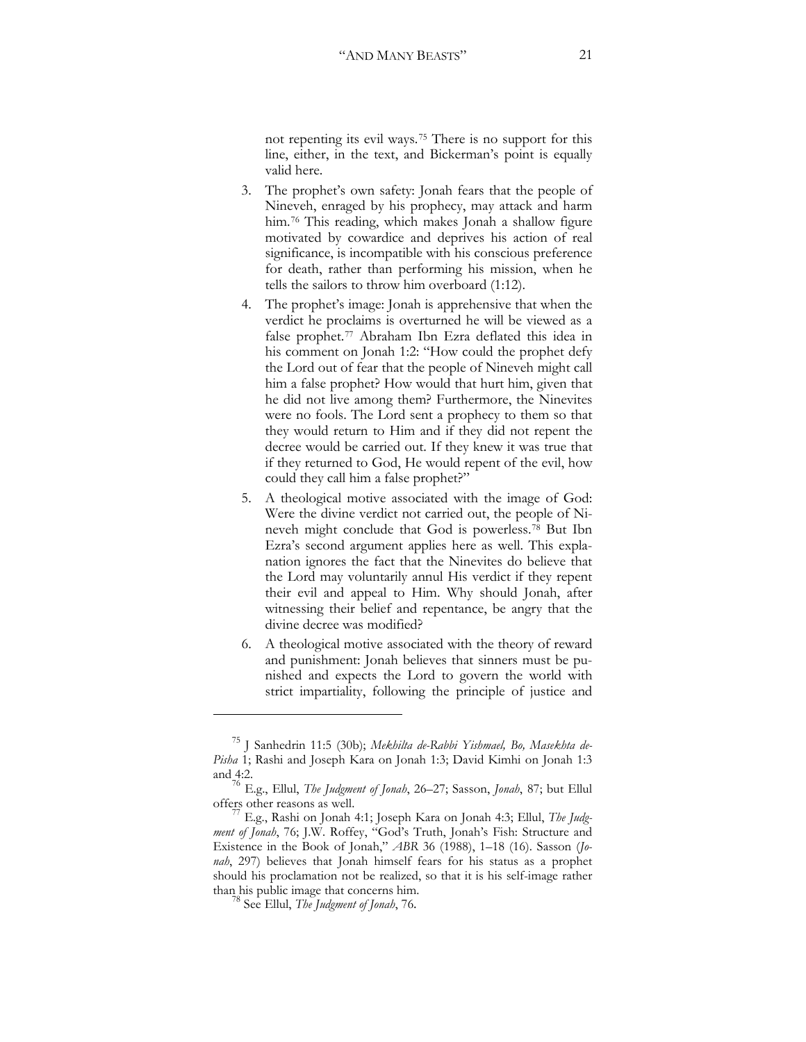not repenting its evil ways.[75] There is no support for this line, either, in the text, and Bickerman's point is equally valid here.

3. The prophet's own safety: Jonah fears that the people of Nineveh, enraged by his prophecy, may attack and harm him.[76] This reading, which makes Jonah a shallow figure motivated by cowardice and deprives his action of real significance, is incompatible with his conscious preference for death, rather than performing his mission, when he tells the sailors to throw him overboard (1:12).
4. The prophet's image: Jonah is apprehensive that when the verdict he proclaims is overturned he will be viewed as a false prophet.[77] Abraham Ibn Ezra deflated this idea in his comment on Jonah 1:2: "How could the prophet defy the Lord out of fear that the people of Nineveh might call him a false prophet? How would that hurt him, given that he did not live among them? Furthermore, the Ninevites were no fools. The Lord sent a prophecy to them so that they would return to Him and if they did not repent the decree would be carried out. If they knew it was true that if they returned to God, He would repent of the evil, how could they call him a false prophet?"
5. A theological motive associated with the image of God: Were the divine verdict not carried out, the people of Nineveh might conclude that God is powerless.[78] But Ibn Ezra's second argument applies here as well. This explanation ignores the fact that the Ninevites do believe that the Lord may voluntarily annul His verdict if they repent their evil and appeal to Him. Why should Jonah, after witnessing their belief and repentance, be angry that the divine decree was modified?
6. A theological motive associated with the theory of reward and punishment: Jonah believes that sinners must be punished and expects the Lord to govern the world with strict impartiality, following the principle of justice and

---

[75] J Sanhedrin 11:5 (30b); *Mekhilta de-Rabbi Yishmael, Bo, Masekhta de-Pisha* 1; Rashi and Joseph Kara on Jonah 1:3; David Kimhi on Jonah 1:3 and 4:2.

[76] E.g., Ellul, *The Judgment of Jonah*, 26–27; Sasson, *Jonah*, 87; but Ellul offers other reasons as well.

[77] E.g., Rashi on Jonah 4:1; Joseph Kara on Jonah 4:3; Ellul, *The Judgment of Jonah*, 76; J.W. Roffey, "God's Truth, Jonah's Fish: Structure and Existence in the Book of Jonah," *ABR* 36 (1988), 1–18 (16). Sasson (*Jonah*, 297) believes that Jonah himself fears for his status as a prophet should his proclamation not be realized, so that it is his self-image rather than his public image that concerns him.

[78] See Ellul, *The Judgment of Jonah*, 76.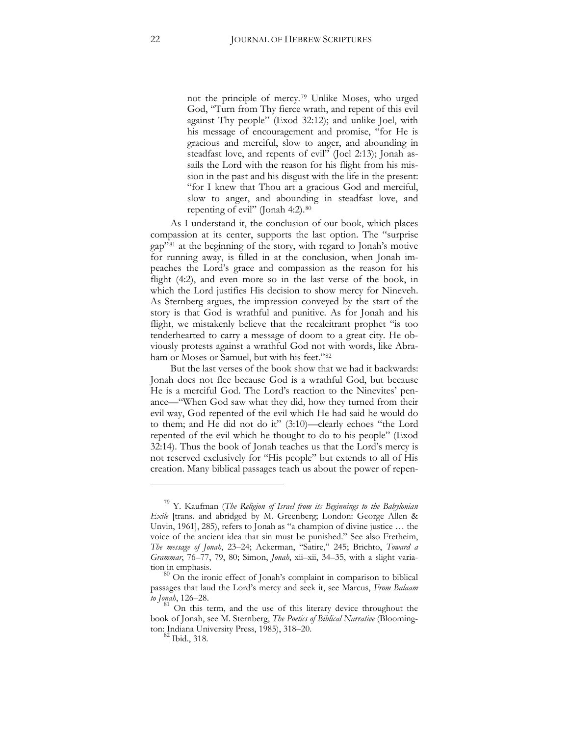> not the principle of mercy.[79] Unlike Moses, who urged God, "Turn from Thy fierce wrath, and repent of this evil against Thy people" (Exod 32:12); and unlike Joel, with his message of encouragement and promise, "for He is gracious and merciful, slow to anger, and abounding in steadfast love, and repents of evil" (Joel 2:13); Jonah assails the Lord with the reason for his flight from his mission in the past and his disgust with the life in the present: "for I knew that Thou art a gracious God and merciful, slow to anger, and abounding in steadfast love, and repenting of evil" (Jonah 4:2).[80]

As I understand it, the conclusion of our book, which places compassion at its center, supports the last option. The "surprise gap"[81] at the beginning of the story, with regard to Jonah's motive for running away, is filled in at the conclusion, when Jonah impeaches the Lord's grace and compassion as the reason for his flight (4:2), and even more so in the last verse of the book, in which the Lord justifies His decision to show mercy for Nineveh. As Sternberg argues, the impression conveyed by the start of the story is that God is wrathful and punitive. As for Jonah and his flight, we mistakenly believe that the recalcitrant prophet "is too tenderhearted to carry a message of doom to a great city. He obviously protests against a wrathful God not with words, like Abraham or Moses or Samuel, but with his feet."[82]

But the last verses of the book show that we had it backwards: Jonah does not flee because God is a wrathful God, but because He is a merciful God. The Lord's reaction to the Ninevites' penance—"When God saw what they did, how they turned from their evil way, God repented of the evil which He had said he would do to them; and He did not do it" (3:10)—clearly echoes "the Lord repented of the evil which he thought to do to his people" (Exod 32:14). Thus the book of Jonah teaches us that the Lord's mercy is not reserved exclusively for "His people" but extends to all of His creation. Many biblical passages teach us about the power of repen-

---

[79] Y. Kaufman (*The Religion of Israel from its Beginnings to the Babylonian Exile* [trans. and abridged by M. Greenberg; London: George Allen & Unvin, 1961], 285), refers to Jonah as "a champion of divine justice … the voice of the ancient idea that sin must be punished." See also Fretheim, *The message of Jonah*, 23–24; Ackerman, "Satire," 245; Brichto, *Toward a Grammar*, 76–77, 79, 80; Simon, *Jonah*, xii–xii, 34–35, with a slight variation in emphasis.

[80] On the ironic effect of Jonah's complaint in comparison to biblical passages that laud the Lord's mercy and seek it, see Marcus, *From Balaam to Jonah*, 126–28.

[81] On this term, and the use of this literary device throughout the book of Jonah, see M. Sternberg, *The Poetics of Biblical Narrative* (Bloomington: Indiana University Press, 1985), 318–20.

[82] Ibid., 318.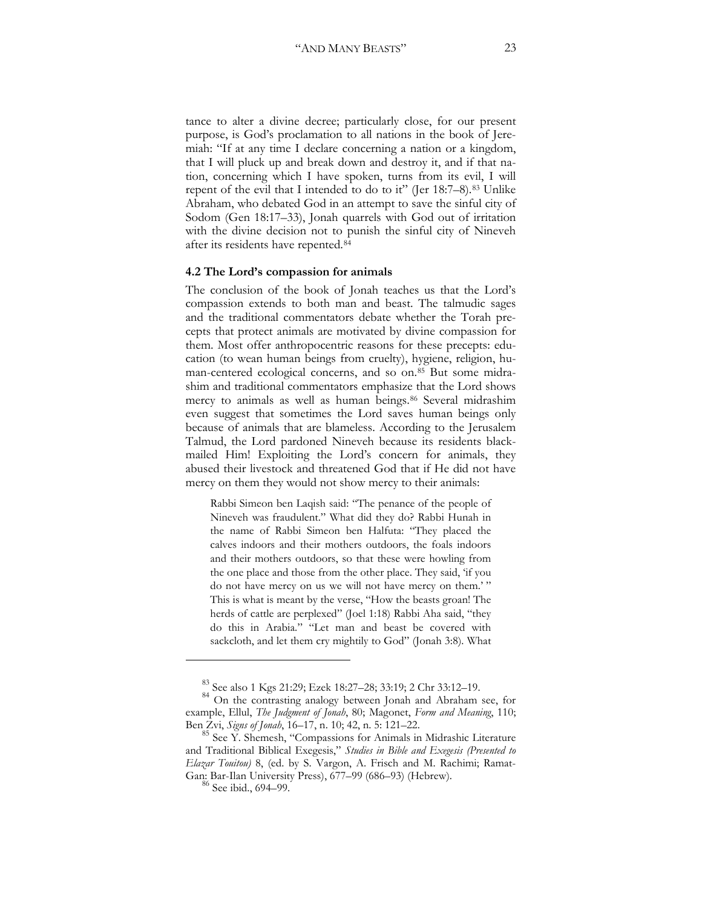tance to alter a divine decree; particularly close, for our present purpose, is God's proclamation to all nations in the book of Jeremiah: "If at any time I declare concerning a nation or a kingdom, that I will pluck up and break down and destroy it, and if that nation, concerning which I have spoken, turns from its evil, I will repent of the evil that I intended to do to it" (Jer 18:7–8).[83] Unlike Abraham, who debated God in an attempt to save the sinful city of Sodom (Gen 18:17–33), Jonah quarrels with God out of irritation with the divine decision not to punish the sinful city of Nineveh after its residents have repented.[84]

#### 4.2 The Lord's compassion for animals

The conclusion of the book of Jonah teaches us that the Lord's compassion extends to both man and beast. The talmudic sages and the traditional commentators debate whether the Torah precepts that protect animals are motivated by divine compassion for them. Most offer anthropocentric reasons for these precepts: education (to wean human beings from cruelty), hygiene, religion, human-centered ecological concerns, and so on.[85] But some midrashim and traditional commentators emphasize that the Lord shows mercy to animals as well as human beings.[86] Several midrashim even suggest that sometimes the Lord saves human beings only because of animals that are blameless. According to the Jerusalem Talmud, the Lord pardoned Nineveh because its residents blackmailed Him! Exploiting the Lord's concern for animals, they abused their livestock and threatened God that if He did not have mercy on them they would not show mercy to their animals:

> Rabbi Simeon ben Laqish said: "The penance of the people of Nineveh was fraudulent." What did they do? Rabbi Hunah in the name of Rabbi Simeon ben Halfuta: "They placed the calves indoors and their mothers outdoors, the foals indoors and their mothers outdoors, so that these were howling from the one place and those from the other place. They said, 'if you do not have mercy on us we will not have mercy on them.' " This is what is meant by the verse, "How the beasts groan! The herds of cattle are perplexed" (Joel 1:18) Rabbi Aha said, "they do this in Arabia." "Let man and beast be covered with sackcloth, and let them cry mightily to God" (Jonah 3:8). What

---

[83] See also 1 Kgs 21:29; Ezek 18:27–28; 33:19; 2 Chr 33:12–19.

[84] On the contrasting analogy between Jonah and Abraham see, for example, Ellul, *The Judgment of Jonah*, 80; Magonet, *Form and Meaning*, 110; Ben Zvi, *Signs of Jonah*, 16–17, n. 10; 42, n. 5: 121–22.

[85] See Y. Shemesh, "Compassions for Animals in Midrashic Literature and Traditional Biblical Exegesis," *Studies in Bible and Exegesis (Presented to Elazar Touitou)* 8, (ed. by S. Vargon, A. Frisch and M. Rachimi; Ramat-Gan: Bar-Ilan University Press), 677–99 (686–93) (Hebrew).

[86] See ibid., 694–99.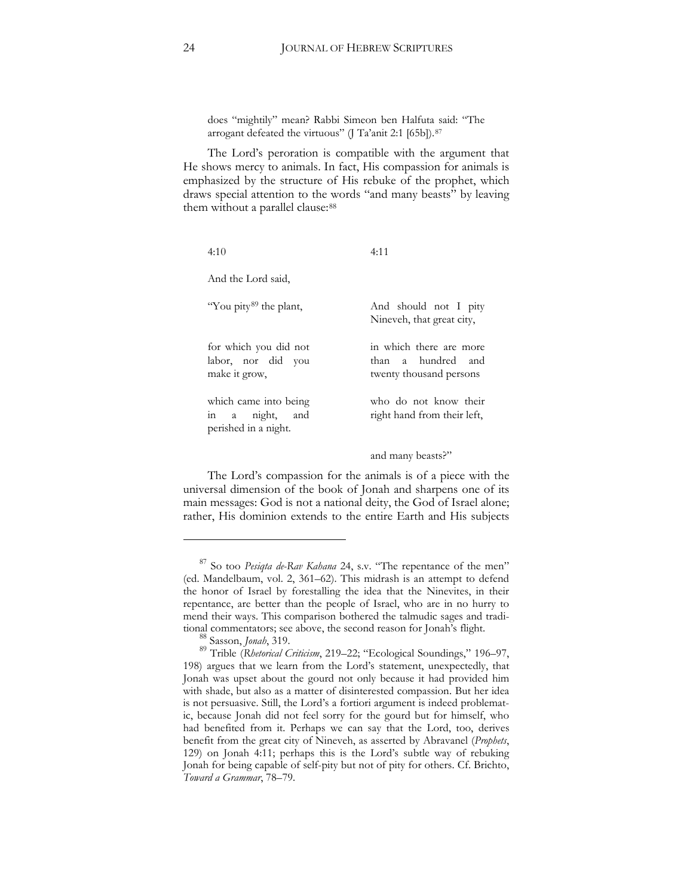does "mightily" mean? Rabbi Simeon ben Halfuta said: "The arrogant defeated the virtuous" (J Ta'anit 2:1 [65b]).[87]

The Lord's peroration is compatible with the argument that He shows mercy to animals. In fact, His compassion for animals is emphasized by the structure of His rebuke of the prophet, which draws special attention to the words "and many beasts" by leaving them without a parallel clause:[88]

| 4:10 | 4:11 |
|---|---|
| And the Lord said, | |
| "You pity[89] the plant, | And should not I pity Nineveh, that great city, |
| for which you did not labor, nor did you make it grow, | in which there are more than a hundred and twenty thousand persons |
| which came into being in a night, and perished in a night. | who do not know their right hand from their left, |
| | and many beasts?" |

The Lord's compassion for the animals is of a piece with the universal dimension of the book of Jonah and sharpens one of its main messages: God is not a national deity, the God of Israel alone; rather, His dominion extends to the entire Earth and His subjects

---

[87] So too *Pesiqta de-Rav Kahana* 24, s.v. "The repentance of the men" (ed. Mandelbaum, vol. 2, 361–62). This midrash is an attempt to defend the honor of Israel by forestalling the idea that the Ninevites, in their repentance, are better than the people of Israel, who are in no hurry to mend their ways. This comparison bothered the talmudic sages and traditional commentators; see above, the second reason for Jonah's flight.

[88] Sasson, *Jonah*, 319.

[89] Trible (*Rhetorical Criticism*, 219–22; "Ecological Soundings," 196–97, 198) argues that we learn from the Lord's statement, unexpectedly, that Jonah was upset about the gourd not only because it had provided him with shade, but also as a matter of disinterested compassion. But her idea is not persuasive. Still, the Lord's a fortiori argument is indeed problematic, because Jonah did not feel sorry for the gourd but for himself, who had benefited from it. Perhaps we can say that the Lord, too, derives benefit from the great city of Nineveh, as asserted by Abravanel (*Prophets*, 129) on Jonah 4:11; perhaps this is the Lord's subtle way of rebuking Jonah for being capable of self-pity but not of pity for others. Cf. Brichto, *Toward a Grammar*, 78–79.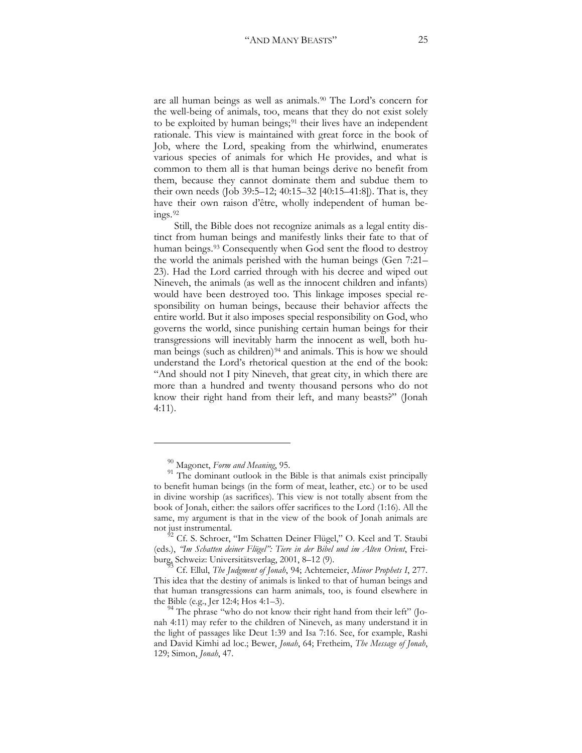are all human beings as well as animals.[90] The Lord's concern for the well-being of animals, too, means that they do not exist solely to be exploited by human beings;[91] their lives have an independent rationale. This view is maintained with great force in the book of Job, where the Lord, speaking from the whirlwind, enumerates various species of animals for which He provides, and what is common to them all is that human beings derive no benefit from them, because they cannot dominate them and subdue them to their own needs (Job 39:5–12; 40:15–32 [40:15–41:8]). That is, they have their own raison d'être, wholly independent of human beings.[92]

Still, the Bible does not recognize animals as a legal entity distinct from human beings and manifestly links their fate to that of human beings.[93] Consequently when God sent the flood to destroy the world the animals perished with the human beings (Gen 7:21–23). Had the Lord carried through with his decree and wiped out Nineveh, the animals (as well as the innocent children and infants) would have been destroyed too. This linkage imposes special responsibility on human beings, because their behavior affects the entire world. But it also imposes special responsibility on God, who governs the world, since punishing certain human beings for their transgressions will inevitably harm the innocent as well, both human beings (such as children)[94] and animals. This is how we should understand the Lord's rhetorical question at the end of the book: "And should not I pity Nineveh, that great city, in which there are more than a hundred and twenty thousand persons who do not know their right hand from their left, and many beasts?" (Jonah 4:11).

---

[90] Magonet, *Form and Meaning*, 95.

[91] The dominant outlook in the Bible is that animals exist principally to benefit human beings (in the form of meat, leather, etc.) or to be used in divine worship (as sacrifices). This view is not totally absent from the book of Jonah, either: the sailors offer sacrifices to the Lord (1:16). All the same, my argument is that in the view of the book of Jonah animals are not just instrumental.

[92] Cf. S. Schroer, "Im Schatten Deiner Flügel," O. Keel and T. Staubi (eds.), *"Im Schatten deiner Flügel": Tiere in der Bibel und im Alten Orient*, Freiburg, Schweiz: Universitätsverlag, 2001, 8–12 (9).

[93] Cf. Ellul, *The Judgment of Jonah*, 94; Achtemeier, *Minor Prophets I*, 277. This idea that the destiny of animals is linked to that of human beings and that human transgressions can harm animals, too, is found elsewhere in the Bible (e.g., Jer 12:4; Hos 4:1–3).

[94] The phrase "who do not know their right hand from their left" (Jonah 4:11) may refer to the children of Nineveh, as many understand it in the light of passages like Deut 1:39 and Isa 7:16. See, for example, Rashi and David Kimhi ad loc.; Bewer, *Jonah*, 64; Fretheim, *The Message of Jonah*, 129; Simon, *Jonah*, 47.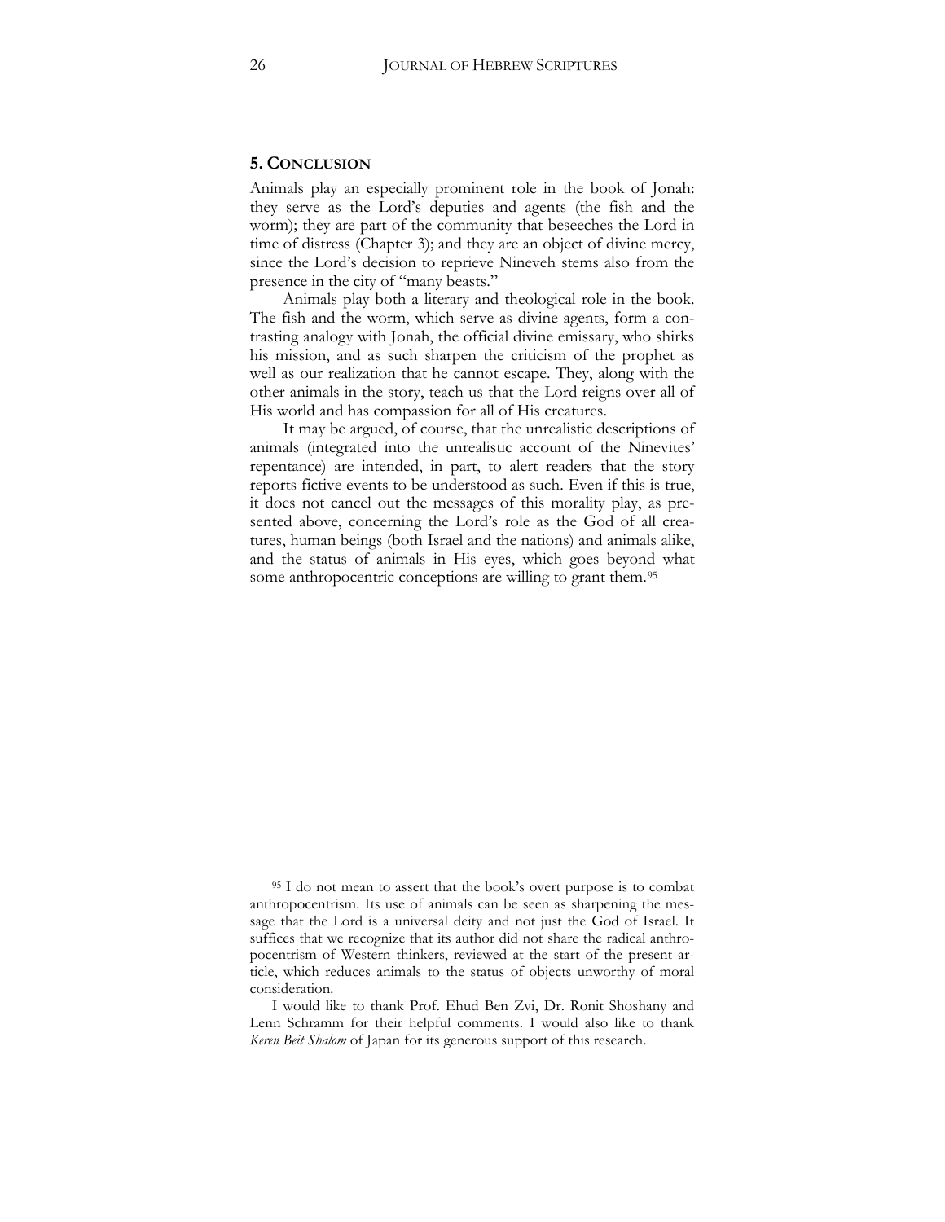## 5. Conclusion

Animals play an especially prominent role in the book of Jonah: they serve as the Lord's deputies and agents (the fish and the worm); they are part of the community that beseeches the Lord in time of distress (Chapter 3); and they are an object of divine mercy, since the Lord's decision to reprieve Nineveh stems also from the presence in the city of "many beasts."

Animals play both a literary and theological role in the book. The fish and the worm, which serve as divine agents, form a contrasting analogy with Jonah, the official divine emissary, who shirks his mission, and as such sharpen the criticism of the prophet as well as our realization that he cannot escape. They, along with the other animals in the story, teach us that the Lord reigns over all of His world and has compassion for all of His creatures.

It may be argued, of course, that the unrealistic descriptions of animals (integrated into the unrealistic account of the Ninevites' repentance) are intended, in part, to alert readers that the story reports fictive events to be understood as such. Even if this is true, it does not cancel out the messages of this morality play, as presented above, concerning the Lord's role as the God of all creatures, human beings (both Israel and the nations) and animals alike, and the status of animals in His eyes, which goes beyond what some anthropocentric conceptions are willing to grant them.[95]

---

[95] I do not mean to assert that the book's overt purpose is to combat anthropocentrism. Its use of animals can be seen as sharpening the message that the Lord is a universal deity and not just the God of Israel. It suffices that we recognize that its author did not share the radical anthropocentrism of Western thinkers, reviewed at the start of the present article, which reduces animals to the status of objects unworthy of moral consideration.

I would like to thank Prof. Ehud Ben Zvi, Dr. Ronit Shoshany and Lenn Schramm for their helpful comments. I would also like to thank *Keren Beit Shalom* of Japan for its generous support of this research.